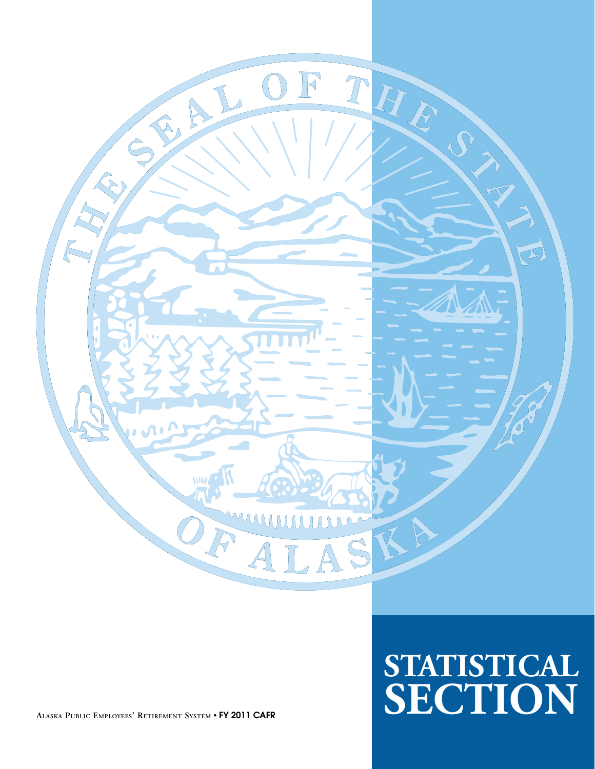# STATISTICAL SECTION

Alaska Public Employees' Retirement System • FY 2011 CAFR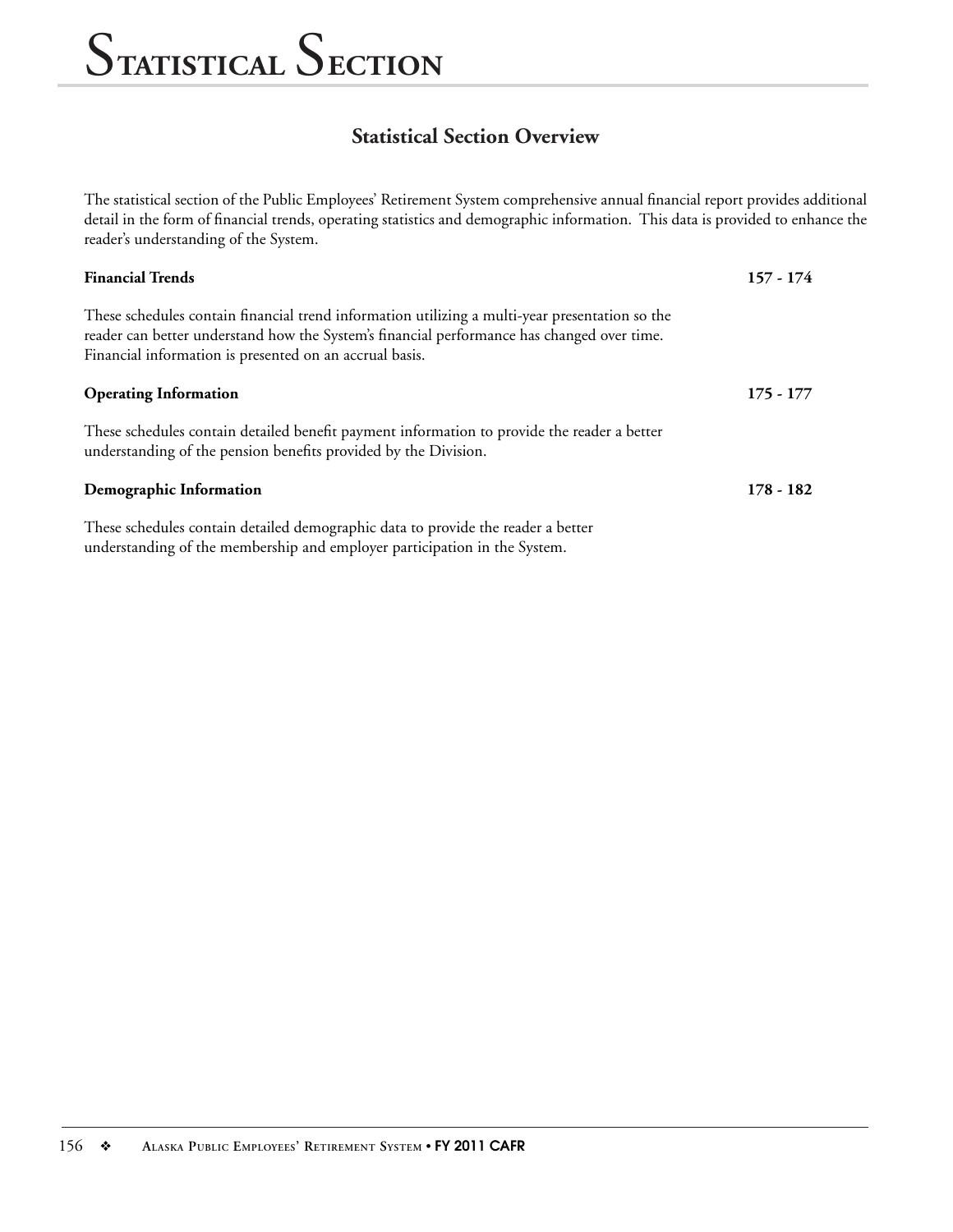# Statistical Section

## Statistical Section Overview

The statistical section of the Public Employees' Retirement System comprehensive annual financial report provides additional detail in the form of financial trends, operating statistics and demographic information. This data is provided to enhance the reader's understanding of the System.

**Financial Trends** **157 - 174**

These schedules contain financial trend information utilizing a multi-year presentation so the reader can better understand how the System's financial performance has changed over time. Financial information is presented on an accrual basis.

**Operating Information** **175 - 177**

These schedules contain detailed benefit payment information to provide the reader a better understanding of the pension benefits provided by the Division.

**Demographic Information** **178 - 182**

These schedules contain detailed demographic data to provide the reader a better understanding of the membership and employer participation in the System.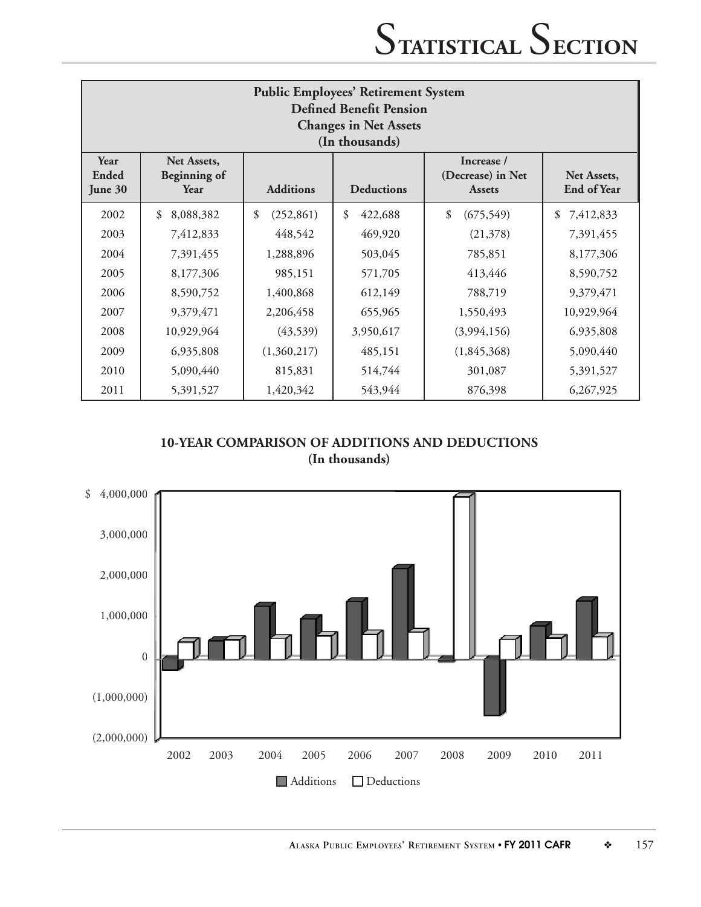# Statistical Section

| Public Employees' Retirement System Defined Benefit Pension Changes in Net Assets (In thousands) | | | | | |
|---|---|---|---|---|---|
| Year Ended June 30 | Net Assets, Beginning of Year | Additions | Deductions | Increase / (Decrease) in Net Assets | Net Assets, End of Year |
| 2002 | $ 8,088,382 | $ (252,861) | $ 422,688 | $ (675,549) | $ 7,412,833 |
| 2003 | 7,412,833 | 448,542 | 469,920 | (21,378) | 7,391,455 |
| 2004 | 7,391,455 | 1,288,896 | 503,045 | 785,851 | 8,177,306 |
| 2005 | 8,177,306 | 985,151 | 571,705 | 413,446 | 8,590,752 |
| 2006 | 8,590,752 | 1,400,868 | 612,149 | 788,719 | 9,379,471 |
| 2007 | 9,379,471 | 2,206,458 | 655,965 | 1,550,493 | 10,929,964 |
| 2008 | 10,929,964 | (43,539) | 3,950,617 | (3,994,156) | 6,935,808 |
| 2009 | 6,935,808 | (1,360,217) | 485,151 | (1,845,368) | 5,090,440 |
| 2010 | 5,090,440 | 815,831 | 514,744 | 301,087 | 5,391,527 |
| 2011 | 5,391,527 | 1,420,342 | 543,944 | 876,398 | 6,267,925 |

## 10-YEAR COMPARISON OF ADDITIONS AND DEDUCTIONS
**(In thousands)**

$ 4,000,000
3,000,000
2,000,000
1,000,000
0
(1,000,000)
(2,000,000)

2002 2003 2004 2005 2006 2007 2008 2009 2010 2011

Additions Deductions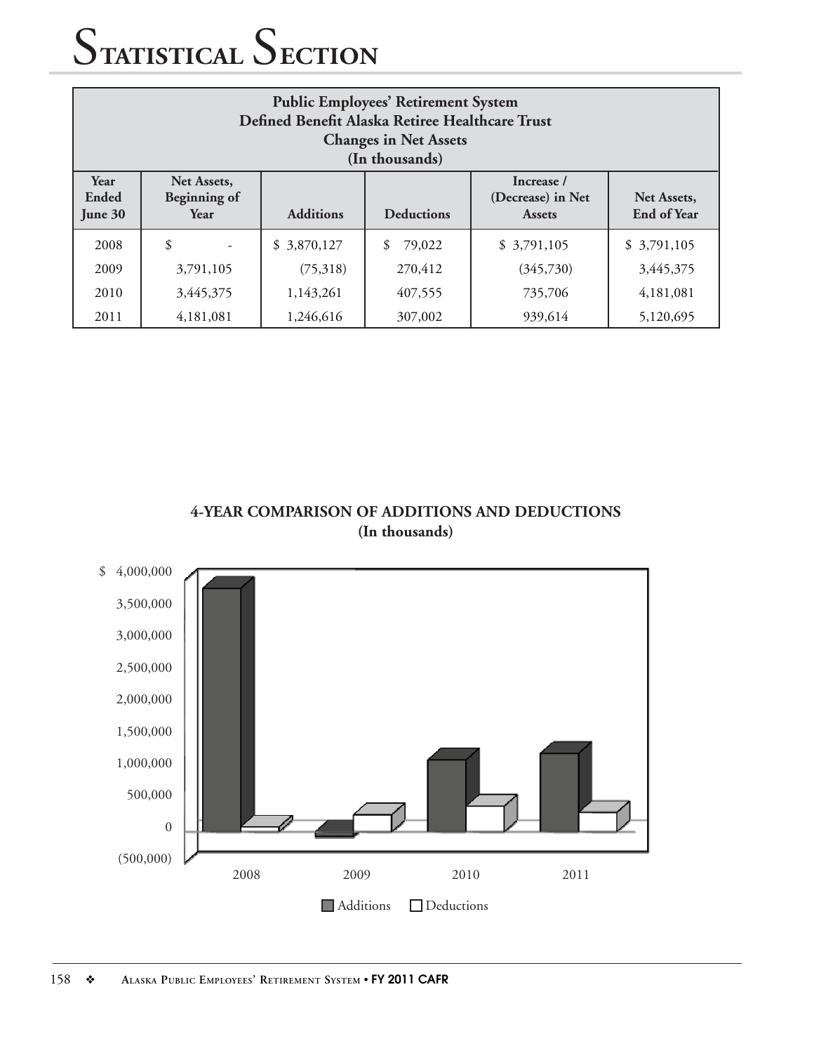# Statistical Section

| Public Employees' Retirement System Defined Benefit Alaska Retiree Healthcare Trust Changes in Net Assets (In thousands) | | | | | |
|---|---|---|---|---|---|
| Year Ended June 30 | Net Assets, Beginning of Year | Additions | Deductions | Increase / (Decrease) in Net Assets | Net Assets, End of Year |
| 2008 | $ - | $ 3,870,127 | $ 79,022 | $ 3,791,105 | $ 3,791,105 |
| 2009 | 3,791,105 | (75,318) | 270,412 | (345,730) | 3,445,375 |
| 2010 | 3,445,375 | 1,143,261 | 407,555 | 735,706 | 4,181,081 |
| 2011 | 4,181,081 | 1,246,616 | 307,002 | 939,614 | 5,120,695 |

**4-YEAR COMPARISON OF ADDITIONS AND DEDUCTIONS**
**(In thousands)**

$ 4,000,000
3,500,000
3,000,000
2,500,000
2,000,000
1,500,000
1,000,000
500,000
0
(500,000)

2008
2009
2010
2011

Additions
Deductions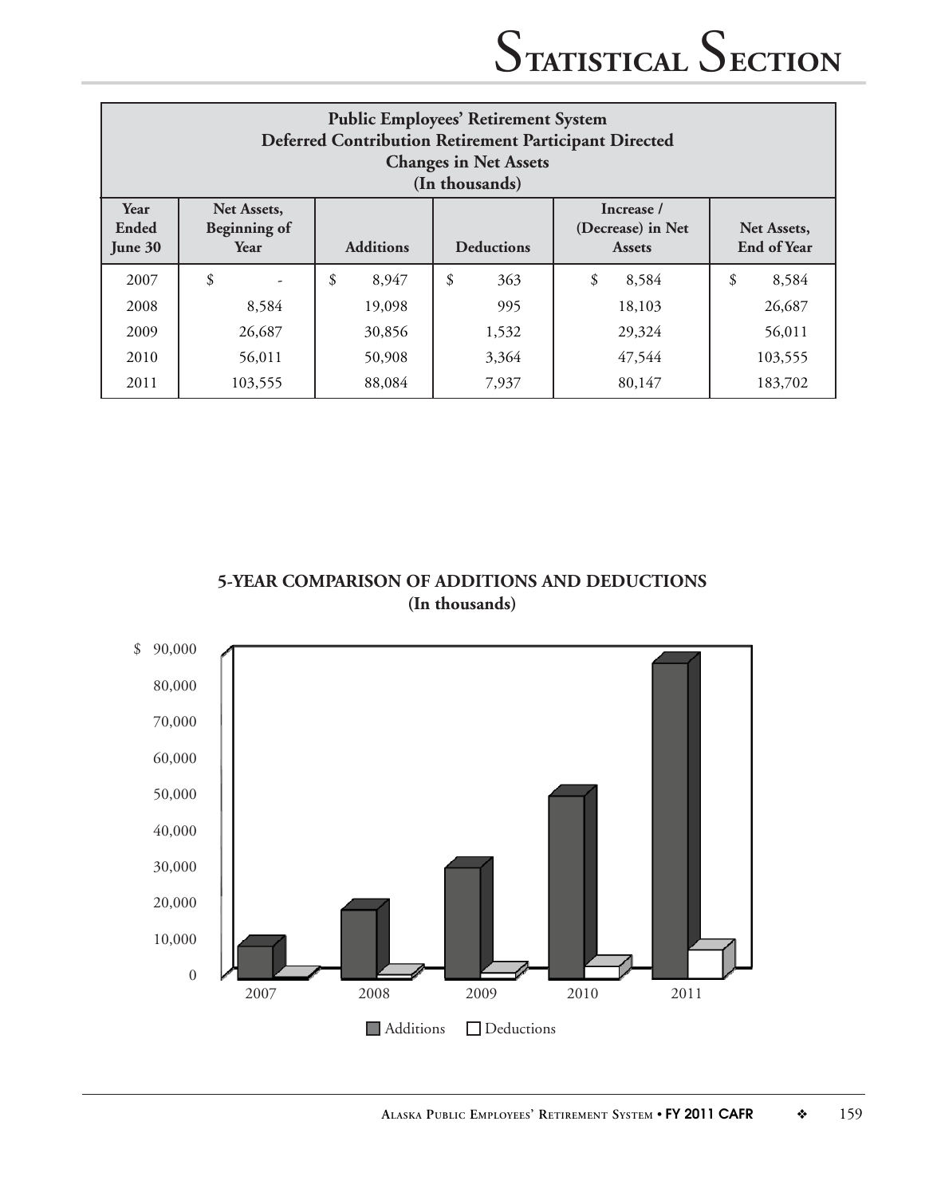# Statistical Section

| Public Employees' Retirement System Deferred Contribution Retirement Participant Directed Changes in Net Assets (In thousands) | | | | | |
|---|---|---|---|---|---|
| Year Ended June 30 | Net Assets, Beginning of Year | Additions | Deductions | Increase / (Decrease) in Net Assets | Net Assets, End of Year |
| 2007 | $ - | $ 8,947 | $ 363 | $ 8,584 | $ 8,584 |
| 2008 | 8,584 | 19,098 | 995 | 18,103 | 26,687 |
| 2009 | 26,687 | 30,856 | 1,532 | 29,324 | 56,011 |
| 2010 | 56,011 | 50,908 | 3,364 | 47,544 | 103,555 |
| 2011 | 103,555 | 88,084 | 7,937 | 80,147 | 183,702 |

**5-YEAR COMPARISON OF ADDITIONS AND DEDUCTIONS**
**(In thousands)**

$ 90,000
80,000
70,000
60,000
50,000
40,000
30,000
20,000
10,000
0

2007 2008 2009 2010 2011

Additions Deductions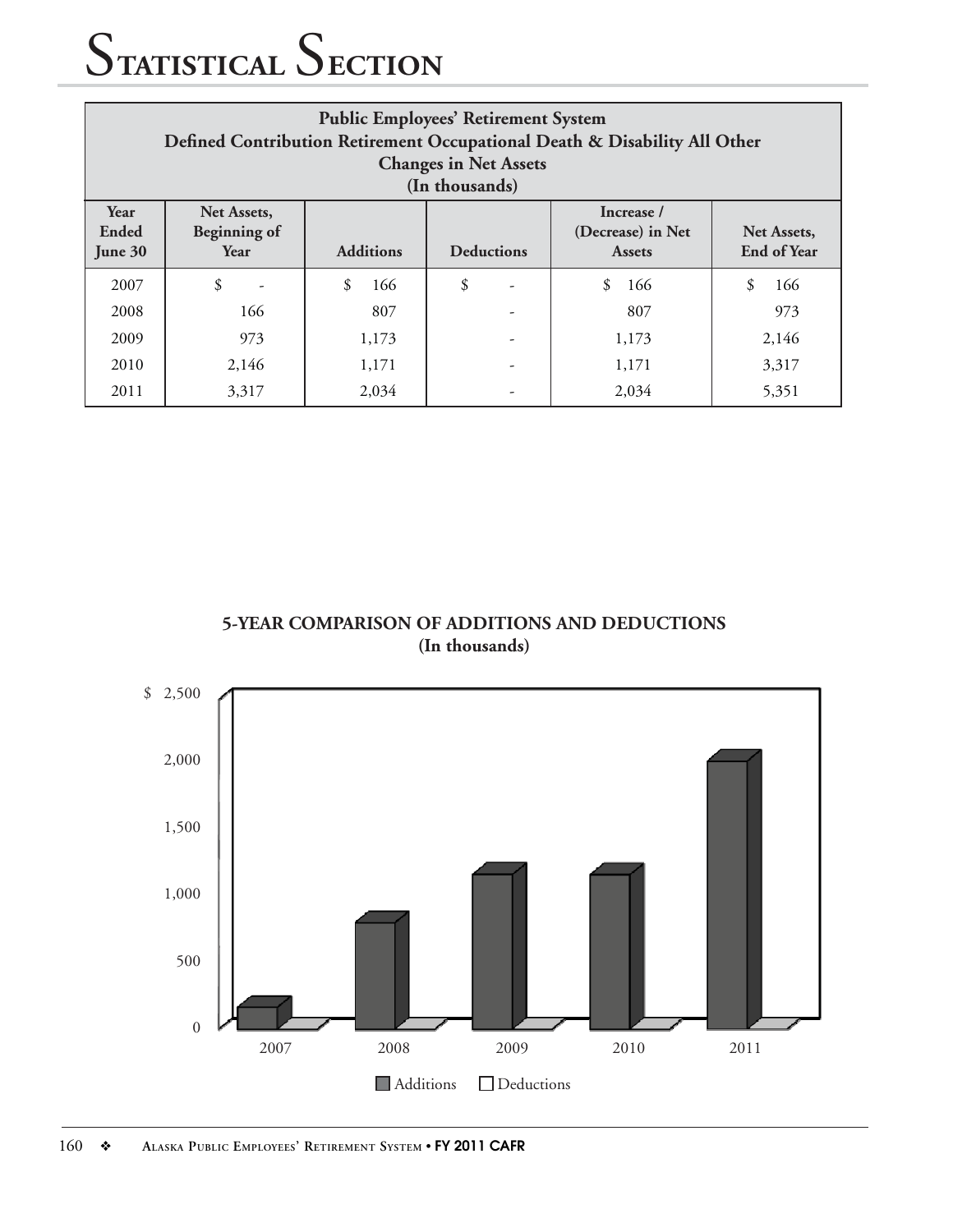# Statistical Section

| Public Employees' Retirement System Defined Contribution Retirement Occupational Death & Disability All Other Changes in Net Assets (In thousands) | | | | | |
|---|---|---|---|---|---|
| Year Ended June 30 | Net Assets, Beginning of Year | Additions | Deductions | Increase / (Decrease) in Net Assets | Net Assets, End of Year |
| 2007 | $ - | $ 166 | $ - | $ 166 | $ 166 |
| 2008 | 166 | 807 | - | 807 | 973 |
| 2009 | 973 | 1,173 | - | 1,173 | 2,146 |
| 2010 | 2,146 | 1,171 | - | 1,171 | 3,317 |
| 2011 | 3,317 | 2,034 | - | 2,034 | 5,351 |

**5-YEAR COMPARISON OF ADDITIONS AND DEDUCTIONS**
**(In thousands)**

$ 2,500
2,000
1,500
1,000
500
0

2007
2008
2009
2010
2011

Additions
Deductions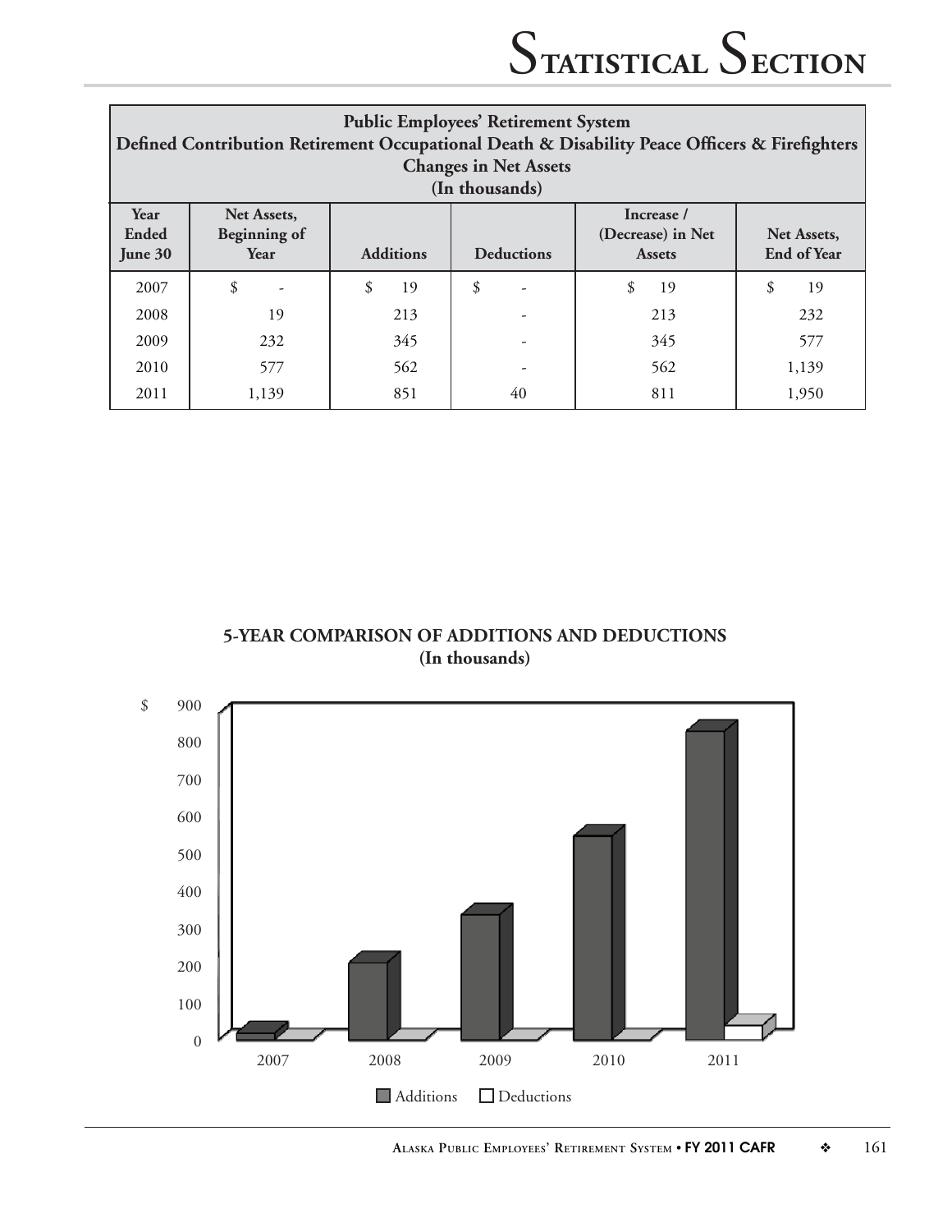| Public Employees' Retirement System<br>Defined Contribution Retirement Occupational Death & Disability Peace Officers & Firefighters<br>Changes in Net Assets<br>(In thousands) | | | | | |
|---|---|---|---|---|---|
| Year Ended June 30 | Net Assets, Beginning of Year | Additions | Deductions | Increase / (Decrease) in Net Assets | Net Assets, End of Year |
| 2007 | $ - | $ 19 | $ - | $ 19 | $ 19 |
| 2008 | 19 | 213 | - | 213 | 232 |
| 2009 | 232 | 345 | - | 345 | 577 |
| 2010 | 577 | 562 | - | 562 | 1,139 |
| 2011 | 1,139 | 851 | 40 | 811 | 1,950 |

**5-YEAR COMPARISON OF ADDITIONS AND DEDUCTIONS**
**(In thousands)**

$ 900
800
700
600
500
400
300
200
100
0

2007 2008 2009 2010 2011

Additions Deductions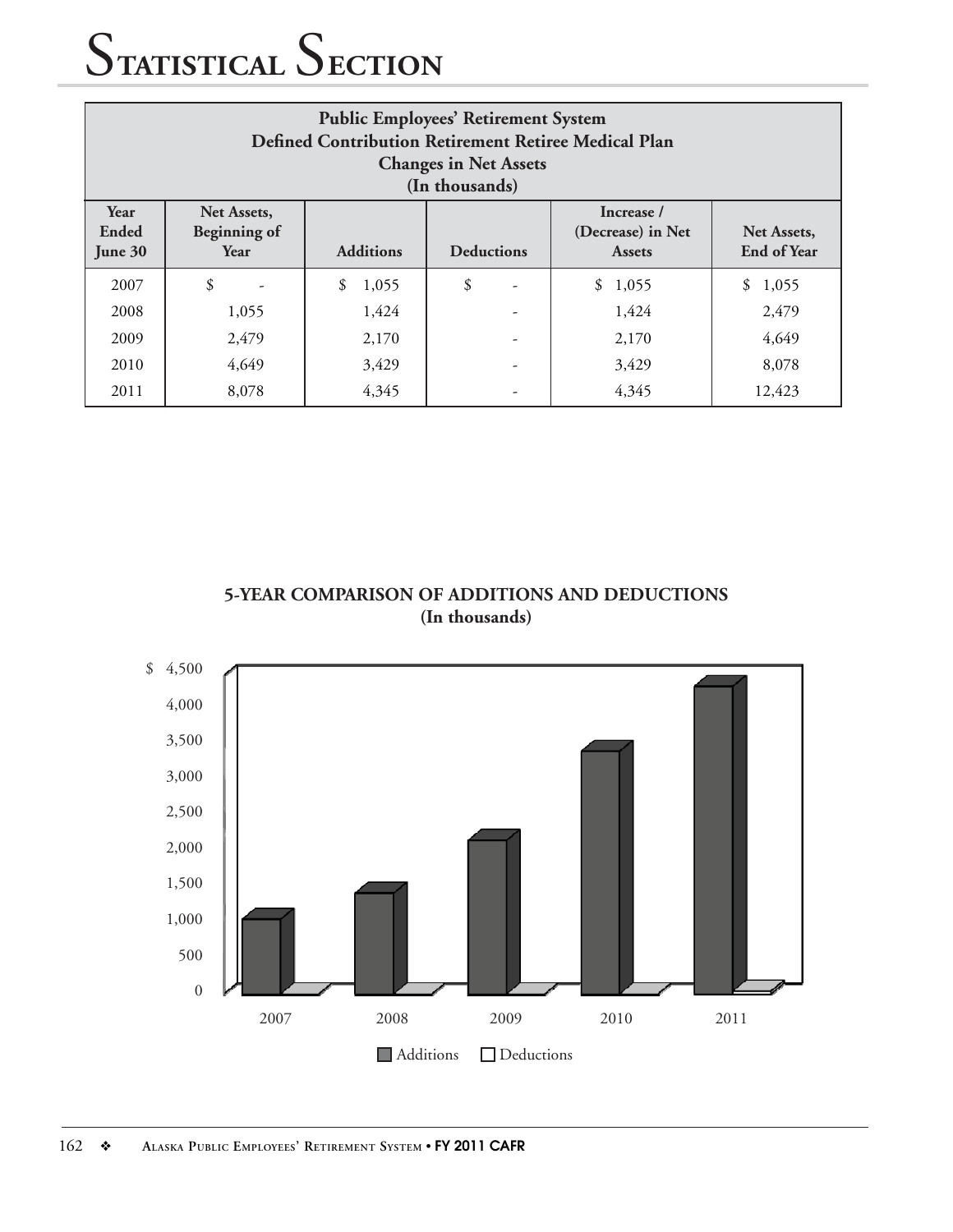# Statistical Section

| Public Employees' Retirement System<br>Defined Contribution Retirement Retiree Medical Plan<br>Changes in Net Assets<br>(In thousands) | | | | | |
|---|---|---|---|---|---|
| Year Ended June 30 | Net Assets, Beginning of Year | Additions | Deductions | Increase / (Decrease) in Net Assets | Net Assets, End of Year |
| 2007 | $ - | $ 1,055 | $ - | $ 1,055 | $ 1,055 |
| 2008 | 1,055 | 1,424 | - | 1,424 | 2,479 |
| 2009 | 2,479 | 2,170 | - | 2,170 | 4,649 |
| 2010 | 4,649 | 3,429 | - | 3,429 | 8,078 |
| 2011 | 8,078 | 4,345 | - | 4,345 | 12,423 |

**5-YEAR COMPARISON OF ADDITIONS AND DEDUCTIONS**
**(In thousands)**

$ 4,500
4,000
3,500
3,000
2,500
2,000
1,500
1,000
500
0

2007
2008
2009
2010
2011

Additions
Deductions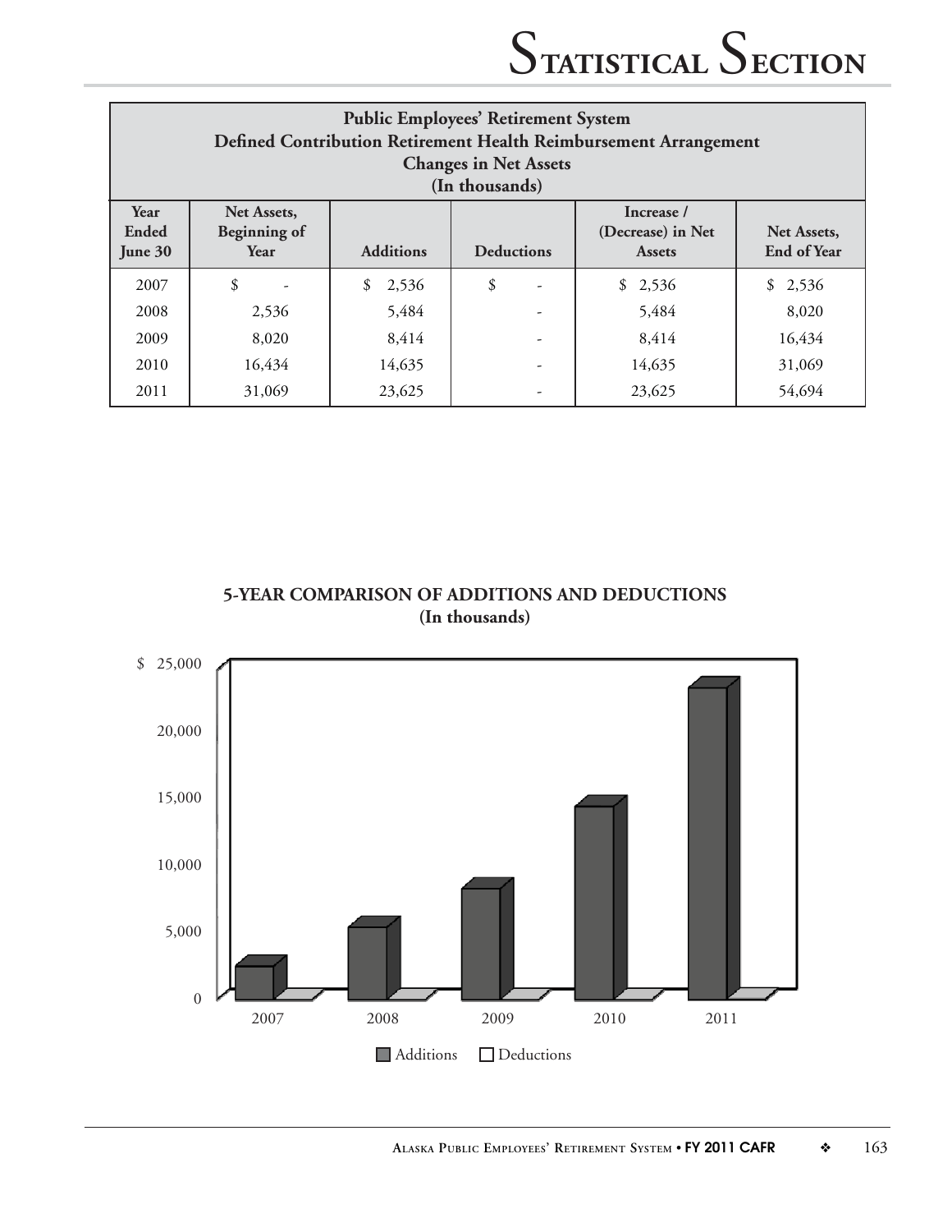| Public Employees' Retirement System<br>Defined Contribution Retirement Health Reimbursement Arrangement<br>Changes in Net Assets<br>(In thousands) | | | | | |
|---|---|---|---|---|---|
| Year Ended June 30 | Net Assets, Beginning of Year | Additions | Deductions | Increase / (Decrease) in Net Assets | Net Assets, End of Year |
| 2007 | $ - | $ 2,536 | $ - | $ 2,536 | $ 2,536 |
| 2008 | 2,536 | 5,484 | - | 5,484 | 8,020 |
| 2009 | 8,020 | 8,414 | - | 8,414 | 16,434 |
| 2010 | 16,434 | 14,635 | - | 14,635 | 31,069 |
| 2011 | 31,069 | 23,625 | - | 23,625 | 54,694 |

**5-YEAR COMPARISON OF ADDITIONS AND DEDUCTIONS**
**(In thousands)**

$ 25,000
20,000
15,000
10,000
5,000
0

2007
2008
2009
2010
2011

Additions
Deductions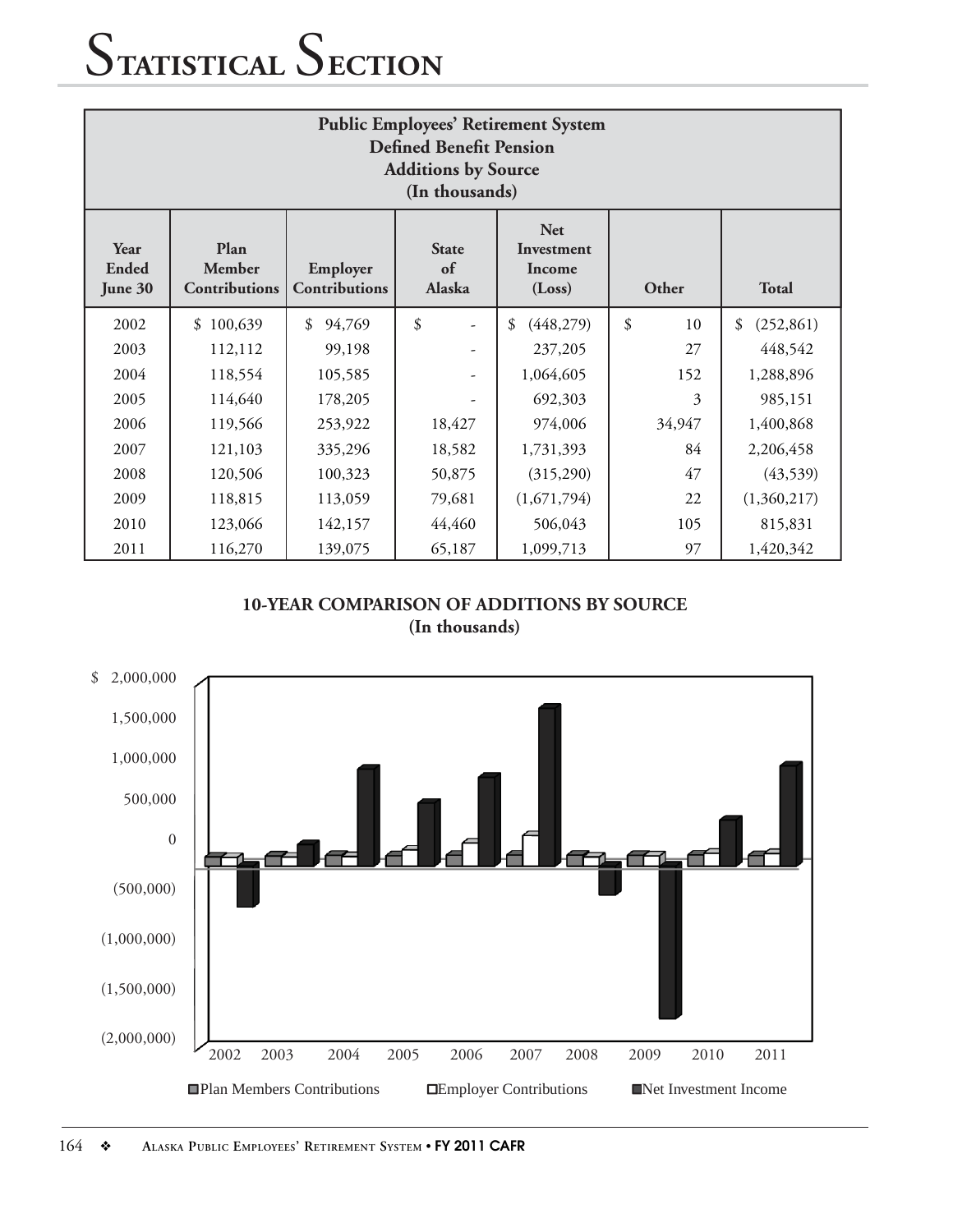# Statistical Section

| Public Employees' Retirement System<br>Defined Benefit Pension<br>Additions by Source<br>(In thousands) | | | | | | |
|---|---|---|---|---|---|---|
| Year Ended June 30 | Plan Member Contributions | Employer Contributions | State of Alaska | Net Investment Income (Loss) | Other | Total |
| 2002 | $ 100,639 | $ 94,769 | $ - | $ (448,279) | $ 10 | $ (252,861) |
| 2003 | 112,112 | 99,198 | - | 237,205 | 27 | 448,542 |
| 2004 | 118,554 | 105,585 | - | 1,064,605 | 152 | 1,288,896 |
| 2005 | 114,640 | 178,205 | - | 692,303 | 3 | 985,151 |
| 2006 | 119,566 | 253,922 | 18,427 | 974,006 | 34,947 | 1,400,868 |
| 2007 | 121,103 | 335,296 | 18,582 | 1,731,393 | 84 | 2,206,458 |
| 2008 | 120,506 | 100,323 | 50,875 | (315,290) | 47 | (43,539) |
| 2009 | 118,815 | 113,059 | 79,681 | (1,671,794) | 22 | (1,360,217) |
| 2010 | 123,066 | 142,157 | 44,460 | 506,043 | 105 | 815,831 |
| 2011 | 116,270 | 139,075 | 65,187 | 1,099,713 | 97 | 1,420,342 |

**10-YEAR COMPARISON OF ADDITIONS BY SOURCE**
**(In thousands)**

$ 2,000,000
1,500,000
1,000,000
500,000
0
(500,000)
(1,000,000)
(1,500,000)
(2,000,000)

2002 2003 2004 2005 2006 2007 2008 2009 2010 2011

Plan Members Contributions
Employer Contributions
Net Investment Income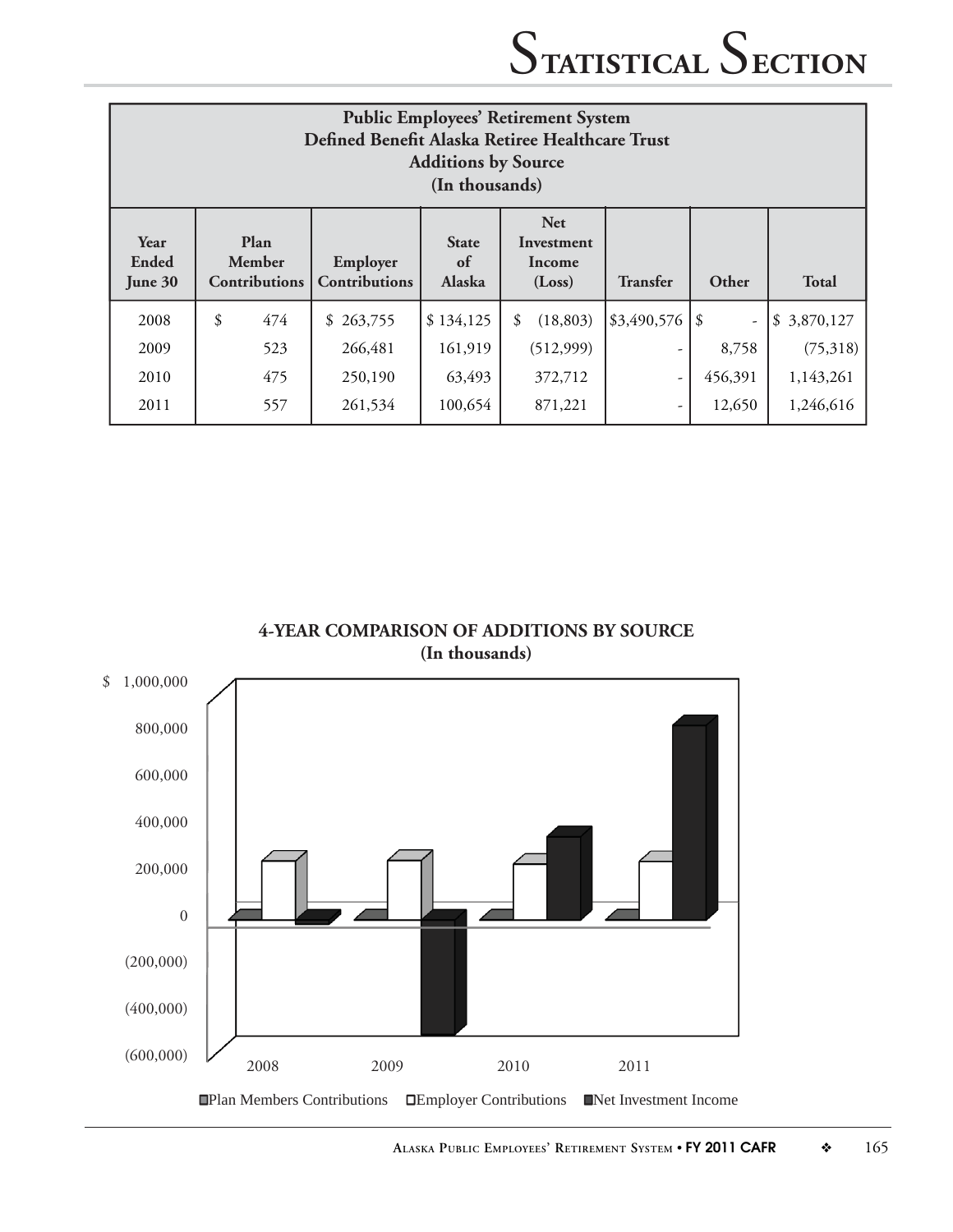| Public Employees' Retirement System<br>Defined Benefit Alaska Retiree Healthcare Trust<br>Additions by Source<br>(In thousands) | | | | | | | |
|---|---|---|---|---|---|---|---|
| **Year Ended June 30** | **Plan Member Contributions** | **Employer Contributions** | **State of Alaska** | **Net Investment Income (Loss)** | **Transfer** | **Other** | **Total** |
| 2008 | $ 474 | $ 263,755 | $ 134,125 | $ (18,803) | $3,490,576 | $ - | $ 3,870,127 |
| 2009 | 523 | 266,481 | 161,919 | (512,999) | - | 8,758 | (75,318) |
| 2010 | 475 | 250,190 | 63,493 | 372,712 | - | 456,391 | 1,143,261 |
| 2011 | 557 | 261,534 | 100,654 | 871,221 | - | 12,650 | 1,246,616 |

**4-YEAR COMPARISON OF ADDITIONS BY SOURCE**
**(In thousands)**

$ 1,000,000
800,000
600,000
400,000
200,000
0
(200,000)
(400,000)
(600,000)

2008 2009 2010 2011

Plan Members Contributions Employer Contributions Net Investment Income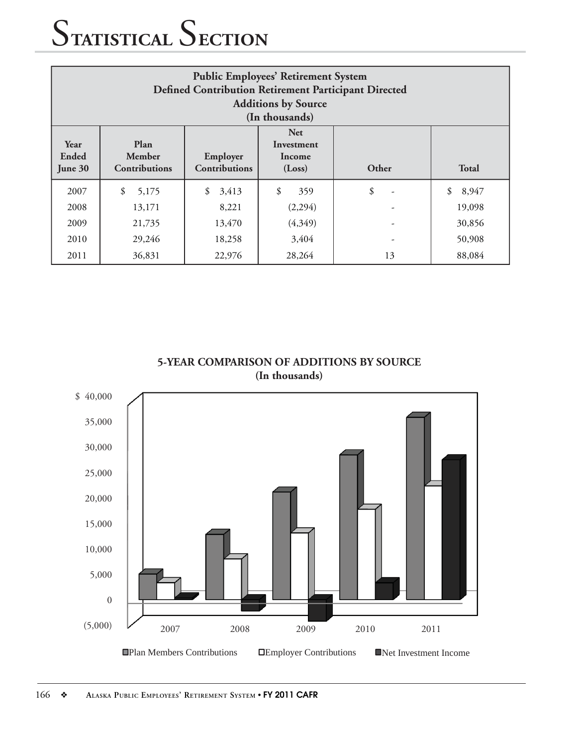# Statistical Section

| Public Employees' Retirement System Defined Contribution Retirement Participant Directed Additions by Source (In thousands) | | | | | |
|---|---|---|---|---|---|
| Year Ended June 30 | Plan Member Contributions | Employer Contributions | Net Investment Income (Loss) | Other | Total |
| 2007 | $ 5,175 | $ 3,413 | $ 359 | $ - | $ 8,947 |
| 2008 | 13,171 | 8,221 | (2,294) | - | 19,098 |
| 2009 | 21,735 | 13,470 | (4,349) | - | 30,856 |
| 2010 | 29,246 | 18,258 | 3,404 | - | 50,908 |
| 2011 | 36,831 | 22,976 | 28,264 | 13 | 88,084 |

**5-YEAR COMPARISON OF ADDITIONS BY SOURCE**
**(In thousands)**

$ 40,000
35,000
30,000
25,000
20,000
15,000
10,000
5,000
0
(5,000)

2007 2008 2009 2010 2011

Plan Members Contributions
Employer Contributions
Net Investment Income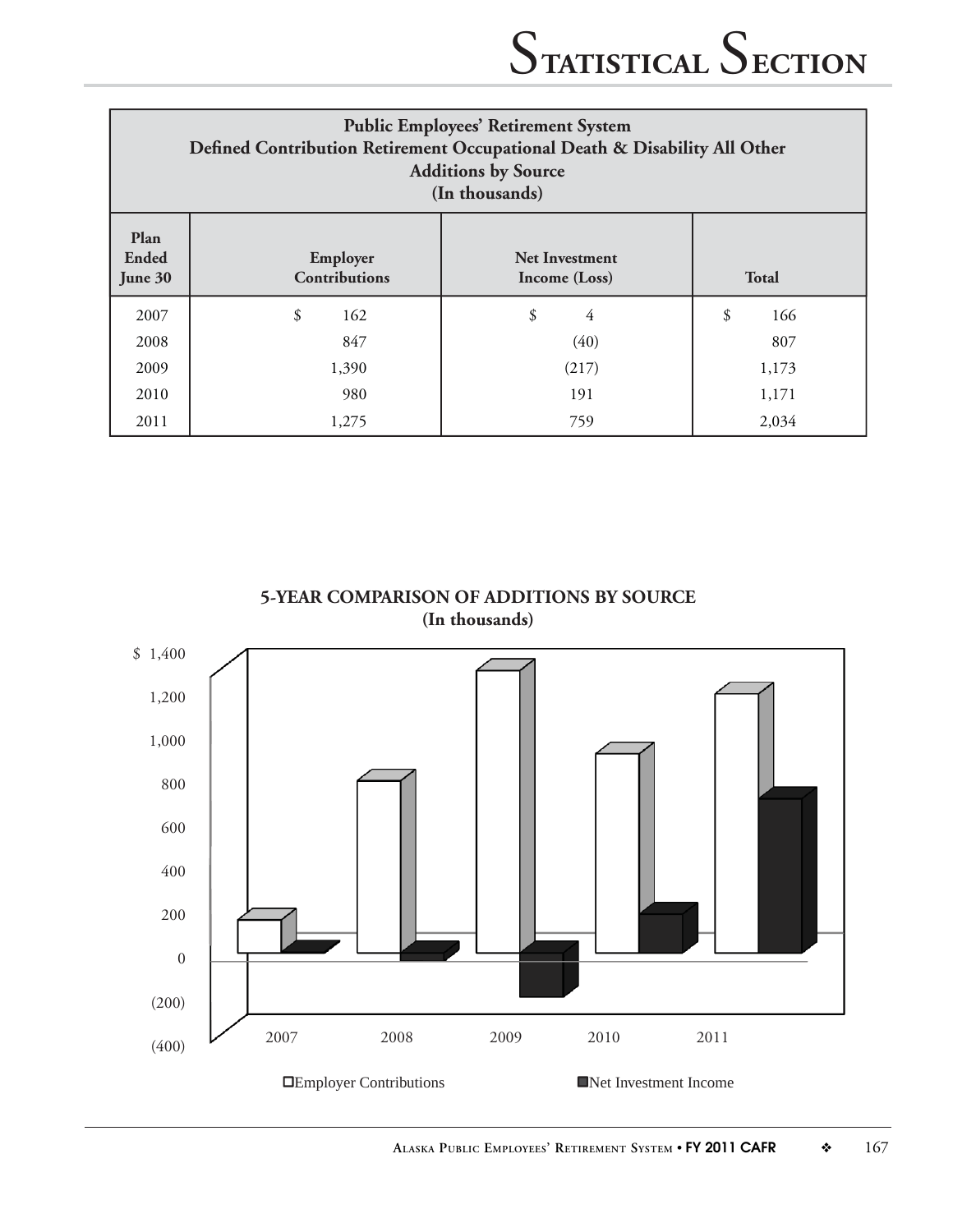| Public Employees' Retirement System<br>Defined Contribution Retirement Occupational Death & Disability All Other<br>Additions by Source<br>(In thousands) | | | |
|---|---|---|---|
| Plan Ended June 30 | Employer Contributions | Net Investment Income (Loss) | Total |
| 2007 | $ 162 | $ 4 | $ 166 |
| 2008 | 847 | (40) | 807 |
| 2009 | 1,390 | (217) | 1,173 |
| 2010 | 980 | 191 | 1,171 |
| 2011 | 1,275 | 759 | 2,034 |

**5-YEAR COMPARISON OF ADDITIONS BY SOURCE**
**(In thousands)**

$ 1,400
1,200
1,000
800
600
400
200
0
(200)
(400)

2007
2008
2009
2010
2011

Employer Contributions
Net Investment Income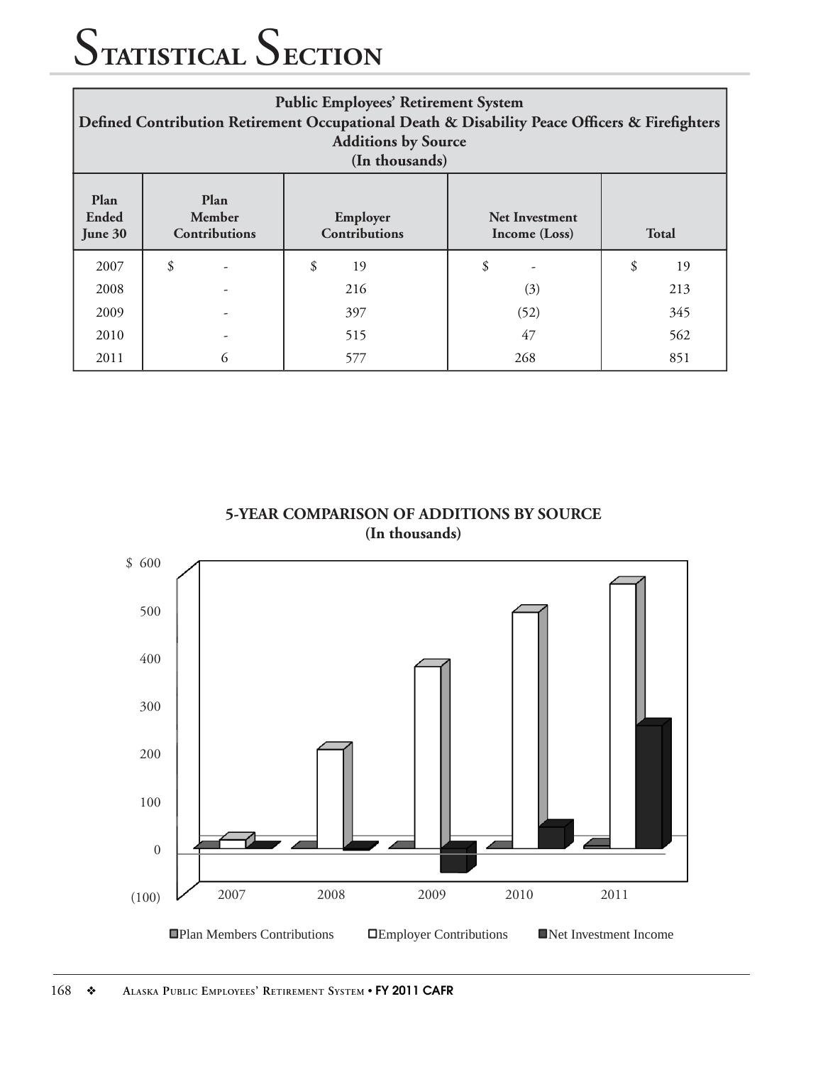# Statistical Section

| Public Employees' Retirement System<br>Defined Contribution Retirement Occupational Death & Disability Peace Officers & Firefighters<br>Additions by Source<br>(In thousands) | | | | |
|---|---|---|---|---|
| **Plan Ended June 30** | **Plan Member Contributions** | **Employer Contributions** | **Net Investment Income (Loss)** | **Total** |
| 2007 | $ - | $ 19 | $ - | $ 19 |
| 2008 | - | 216 | (3) | 213 |
| 2009 | - | 397 | (52) | 345 |
| 2010 | - | 515 | 47 | 562 |
| 2011 | 6 | 577 | 268 | 851 |

**5-YEAR COMPARISON OF ADDITIONS BY SOURCE**
**(In thousands)**

$ 600
500
400
300
200
100
0
(100)

2007 2008 2009 2010 2011

Plan Members Contributions
Employer Contributions
Net Investment Income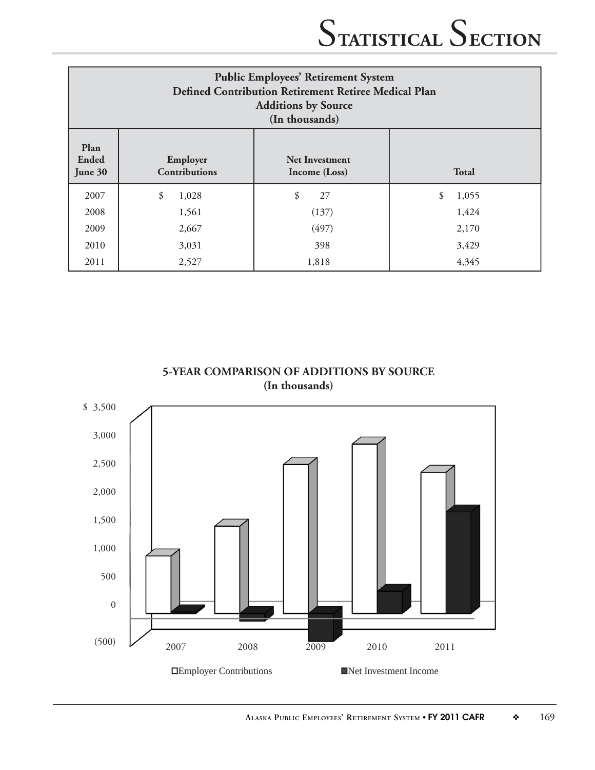# Statistical Section

| Public Employees' Retirement System Defined Contribution Retirement Retiree Medical Plan Additions by Source (In thousands) | | | |
|---|---|---|---|
| Plan Ended June 30 | Employer Contributions | Net Investment Income (Loss) | Total |
| 2007 | $ 1,028 | $ 27 | $ 1,055 |
| 2008 | 1,561 | (137) | 1,424 |
| 2009 | 2,667 | (497) | 2,170 |
| 2010 | 3,031 | 398 | 3,429 |
| 2011 | 2,527 | 1,818 | 4,345 |

**5-YEAR COMPARISON OF ADDITIONS BY SOURCE**
**(In thousands)**

$ 3,500
3,000
2,500
2,000
1,500
1,000
500
0
(500)

2007
2008
2009
2010
2011

Employer Contributions
Net Investment Income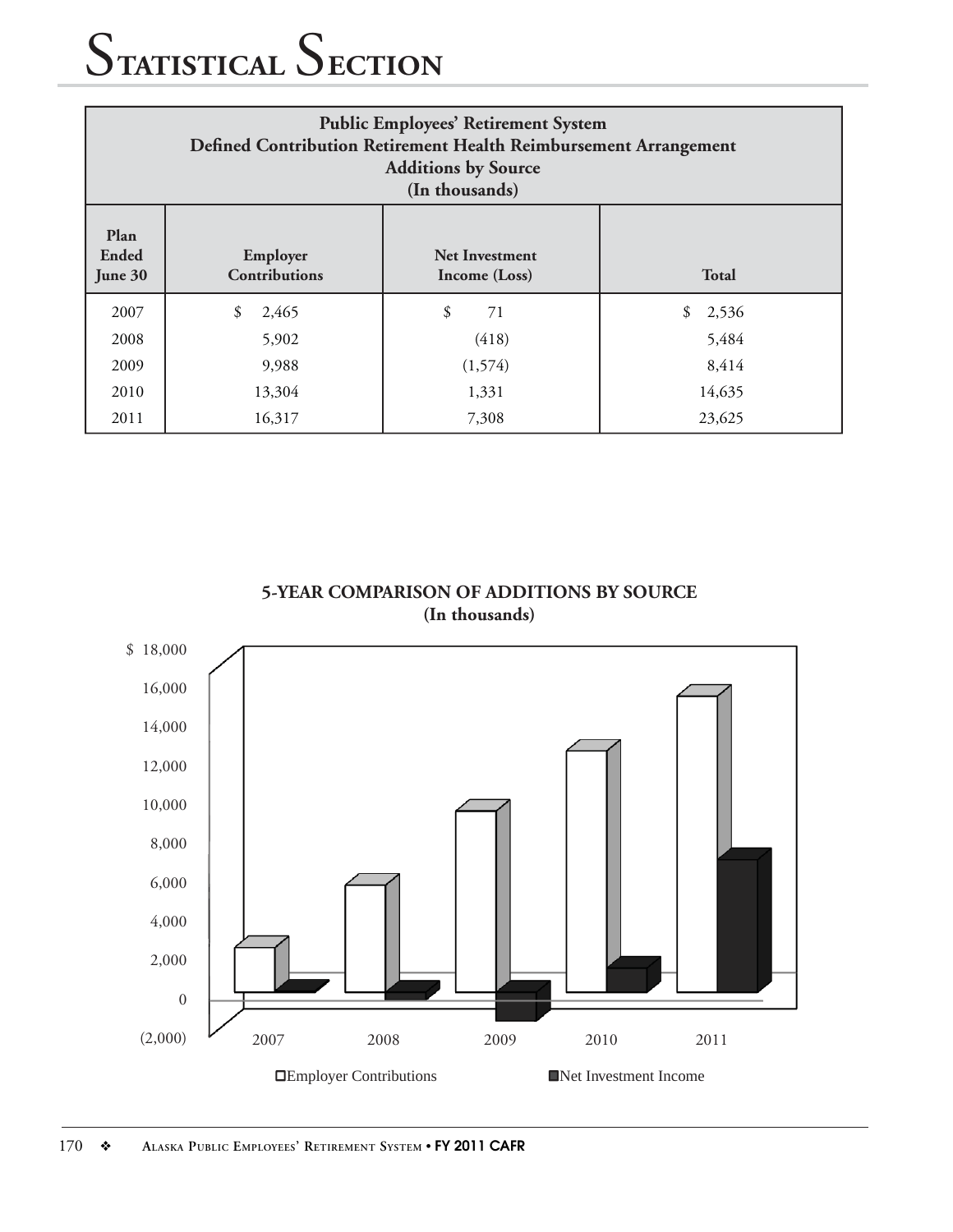# Statistical Section

| Public Employees' Retirement System<br>Defined Contribution Retirement Health Reimbursement Arrangement<br>Additions by Source<br>(In thousands) | | | |
|---|---|---|---|
| Plan Ended June 30 | Employer Contributions | Net Investment Income (Loss) | Total |
| 2007 | $ 2,465 | $ 71 | $ 2,536 |
| 2008 | 5,902 | (418) | 5,484 |
| 2009 | 9,988 | (1,574) | 8,414 |
| 2010 | 13,304 | 1,331 | 14,635 |
| 2011 | 16,317 | 7,308 | 23,625 |

**5-YEAR COMPARISON OF ADDITIONS BY SOURCE**
**(In thousands)**

$ 18,000
16,000
14,000
12,000
10,000
8,000
6,000
4,000
2,000
0
(2,000)

2007 2008 2009 2010 2011

Employer Contributions
Net Investment Income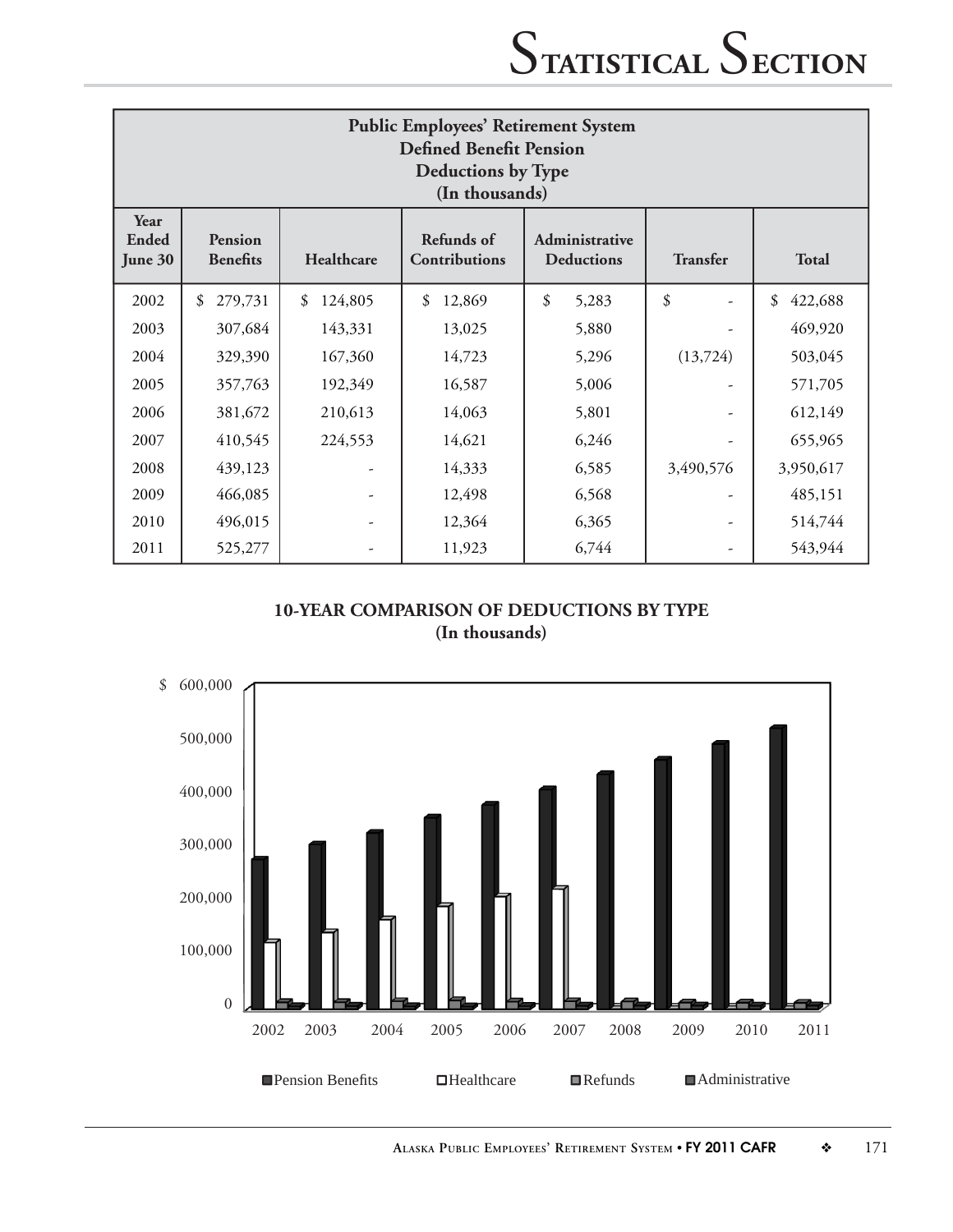# Statistical Section

| Public Employees' Retirement System Defined Benefit Pension Deductions by Type (In thousands) | | | | | | |
|---|---|---|---|---|---|---|
| Year Ended June 30 | Pension Benefits | Healthcare | Refunds of Contributions | Administrative Deductions | Transfer | Total |
| 2002 | $ 279,731 | $ 124,805 | $ 12,869 | $ 5,283 | $ - | $ 422,688 |
| 2003 | 307,684 | 143,331 | 13,025 | 5,880 | - | 469,920 |
| 2004 | 329,390 | 167,360 | 14,723 | 5,296 | (13,724) | 503,045 |
| 2005 | 357,763 | 192,349 | 16,587 | 5,006 | - | 571,705 |
| 2006 | 381,672 | 210,613 | 14,063 | 5,801 | - | 612,149 |
| 2007 | 410,545 | 224,553 | 14,621 | 6,246 | - | 655,965 |
| 2008 | 439,123 | - | 14,333 | 6,585 | 3,490,576 | 3,950,617 |
| 2009 | 466,085 | - | 12,498 | 6,568 | - | 485,151 |
| 2010 | 496,015 | - | 12,364 | 6,365 | - | 514,744 |
| 2011 | 525,277 | - | 11,923 | 6,744 | - | 543,944 |

**10-YEAR COMPARISON OF DEDUCTIONS BY TYPE**
**(In thousands)**

$ 600,000
500,000
400,000
300,000
200,000
100,000
0

2002 2003 2004 2005 2006 2007 2008 2009 2010 2011

Pension Benefits Healthcare Refunds Administrative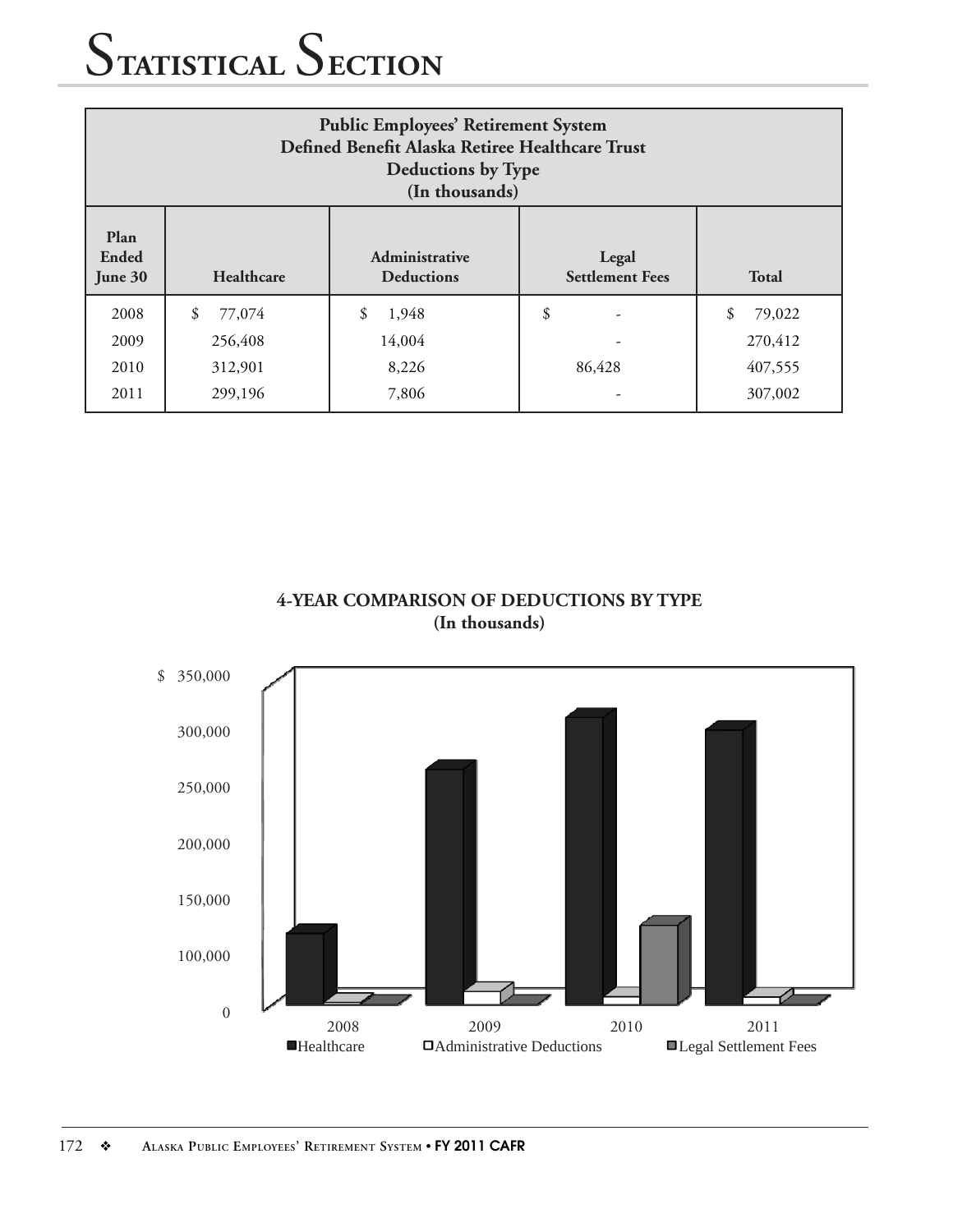# Statistical Section

| Public Employees' Retirement System<br>Defined Benefit Alaska Retiree Healthcare Trust<br>Deductions by Type<br>(In thousands) | | | | |
|---|---|---|---|---|
| **Plan Ended June 30** | **Healthcare** | **Administrative Deductions** | **Legal Settlement Fees** | **Total** |
| 2008 | $ 77,074 | $ 1,948 | $ - | $ 79,022 |
| 2009 | 256,408 | 14,004 | - | 270,412 |
| 2010 | 312,901 | 8,226 | 86,428 | 407,555 |
| 2011 | 299,196 | 7,806 | - | 307,002 |

**4-YEAR COMPARISON OF DEDUCTIONS BY TYPE**
**(In thousands)**

$ 350,000
300,000
250,000
200,000
150,000
100,000
0

2008 2009 2010 2011

Healthcare Administrative Deductions Legal Settlement Fees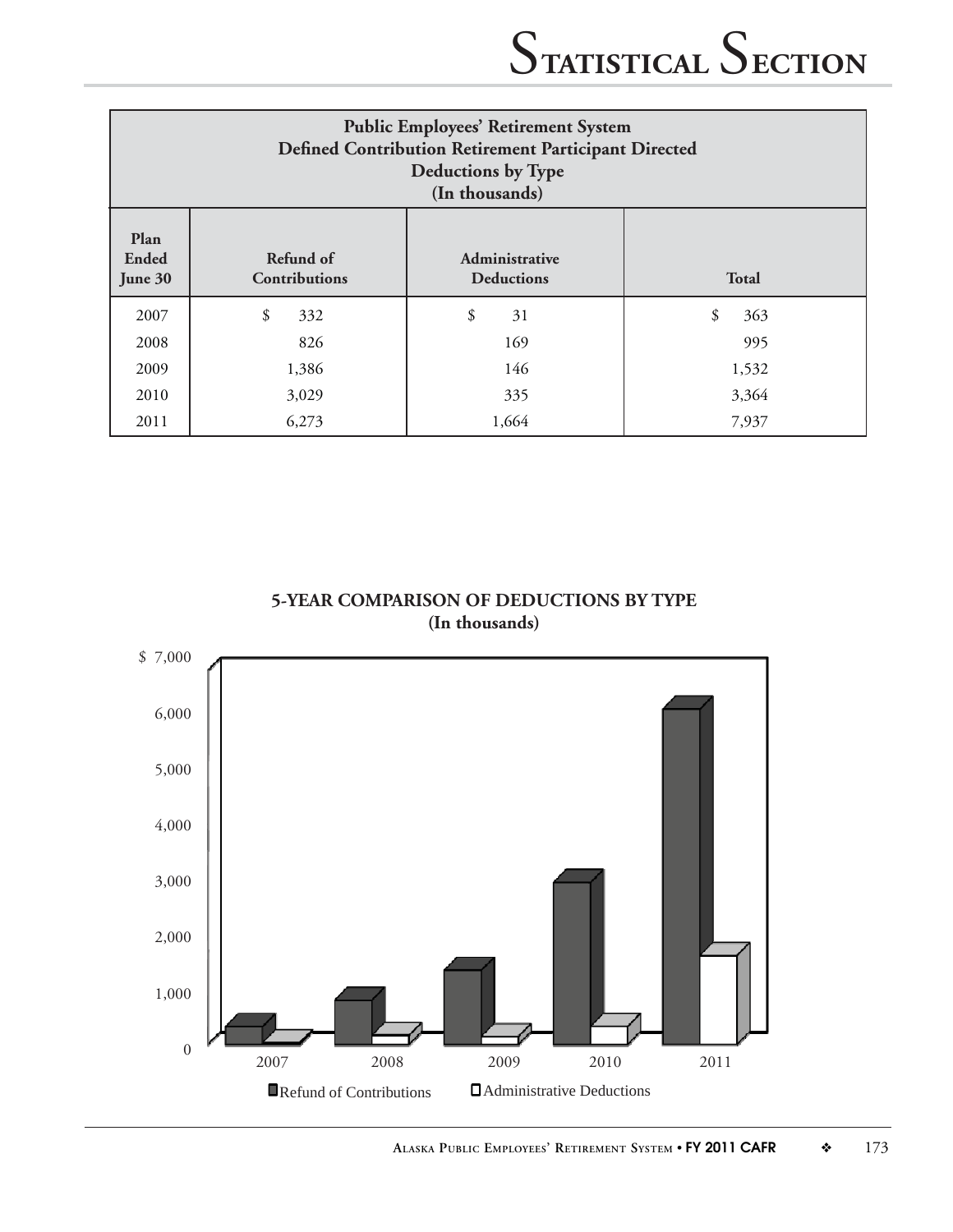## Public Employees' Retirement System
## Defined Contribution Retirement Participant Directed
## Deductions by Type
## (In thousands)

| Plan Ended June 30 | Refund of Contributions | Administrative Deductions | Total |
|---|---|---|---|
| 2007 | $ 332 | $ 31 | $ 363 |
| 2008 | 826 | 169 | 995 |
| 2009 | 1,386 | 146 | 1,532 |
| 2010 | 3,029 | 335 | 3,364 |
| 2011 | 6,273 | 1,664 | 7,937 |

**5-YEAR COMPARISON OF DEDUCTIONS BY TYPE**
**(In thousands)**

$ 7,000
6,000
5,000
4,000
3,000
2,000
1,000
0

2007 2008 2009 2010 2011

Refund of Contributions
Administrative Deductions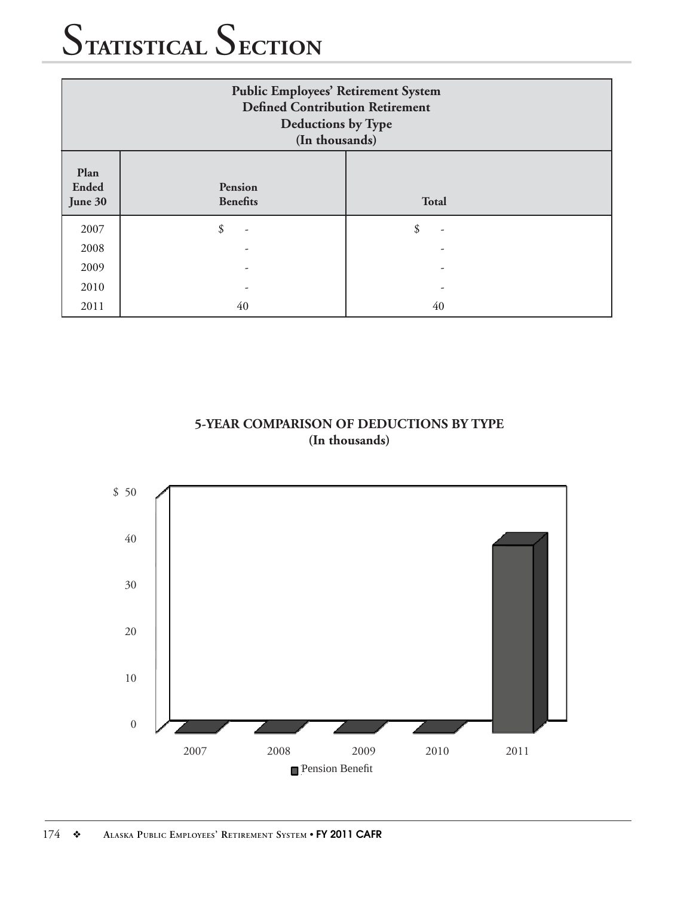# Statistical Section

| Public Employees' Retirement System Defined Contribution Retirement Deductions by Type (In thousands) | | |
|---|---|---|
| Plan Ended June 30 | Pension Benefits | Total |
| 2007 | $ - | $ - |
| 2008 | - | - |
| 2009 | - | - |
| 2010 | - | - |
| 2011 | 40 | 40 |

**5-YEAR COMPARISON OF DEDUCTIONS BY TYPE**
**(In thousands)**

$ 50
40
30
20
10
0
2007
2008
2009
2010
2011
Pension Benefit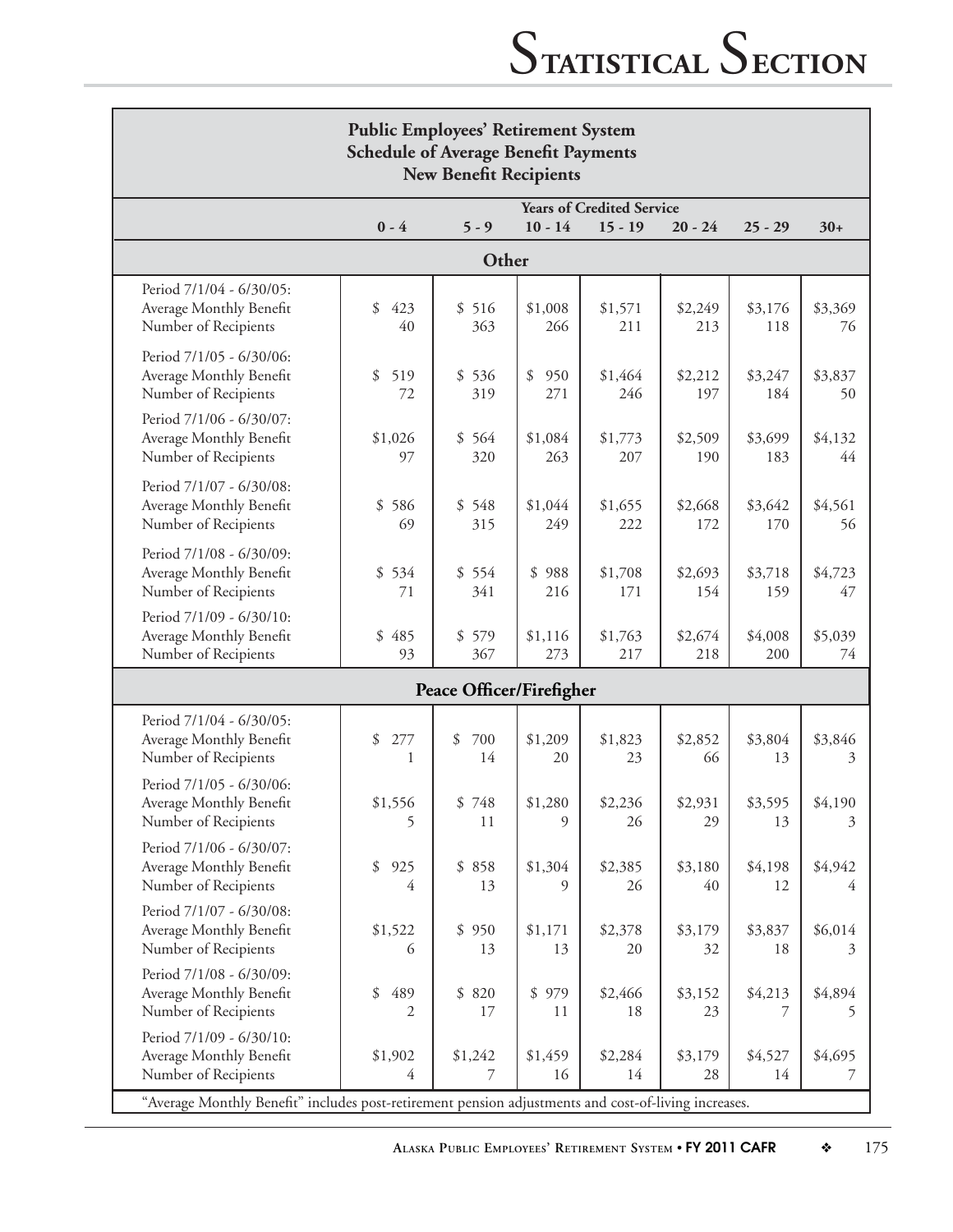# Statistical Section

## Public Employees' Retirement System
## Schedule of Average Benefit Payments
## New Benefit Recipients

| | Years of Credited Service | | | | | | |
|---|---|---|---|---|---|---|---|
| | 0 - 4 | 5 - 9 | 10 - 14 | 15 - 19 | 20 - 24 | 25 - 29 | 30+ |
| **Other** | | | | | | | |
| Period 7/1/04 - 6/30/05: | | | | | | | |
| Average Monthly Benefit | $ 423 | $ 516 | $1,008 | $1,571 | $2,249 | $3,176 | $3,369 |
| Number of Recipients | 40 | 363 | 266 | 211 | 213 | 118 | 76 |
| Period 7/1/05 - 6/30/06: | | | | | | | |
| Average Monthly Benefit | $ 519 | $ 536 | $ 950 | $1,464 | $2,212 | $3,247 | $3,837 |
| Number of Recipients | 72 | 319 | 271 | 246 | 197 | 184 | 50 |
| Period 7/1/06 - 6/30/07: | | | | | | | |
| Average Monthly Benefit | $1,026 | $ 564 | $1,084 | $1,773 | $2,509 | $3,699 | $4,132 |
| Number of Recipients | 97 | 320 | 263 | 207 | 190 | 183 | 44 |
| Period 7/1/07 - 6/30/08: | | | | | | | |
| Average Monthly Benefit | $ 586 | $ 548 | $1,044 | $1,655 | $2,668 | $3,642 | $4,561 |
| Number of Recipients | 69 | 315 | 249 | 222 | 172 | 170 | 56 |
| Period 7/1/08 - 6/30/09: | | | | | | | |
| Average Monthly Benefit | $ 534 | $ 554 | $ 988 | $1,708 | $2,693 | $3,718 | $4,723 |
| Number of Recipients | 71 | 341 | 216 | 171 | 154 | 159 | 47 |
| Period 7/1/09 - 6/30/10: | | | | | | | |
| Average Monthly Benefit | $ 485 | $ 579 | $1,116 | $1,763 | $2,674 | $4,008 | $5,039 |
| Number of Recipients | 93 | 367 | 273 | 217 | 218 | 200 | 74 |
| **Peace Officer/Firefighter** | | | | | | | |
| Period 7/1/04 - 6/30/05: | | | | | | | |
| Average Monthly Benefit | $ 277 | $ 700 | $1,209 | $1,823 | $2,852 | $3,804 | $3,846 |
| Number of Recipients | 1 | 14 | 20 | 23 | 66 | 13 | 3 |
| Period 7/1/05 - 6/30/06: | | | | | | | |
| Average Monthly Benefit | $1,556 | $ 748 | $1,280 | $2,236 | $2,931 | $3,595 | $4,190 |
| Number of Recipients | 5 | 11 | 9 | 26 | 29 | 13 | 3 |
| Period 7/1/06 - 6/30/07: | | | | | | | |
| Average Monthly Benefit | $ 925 | $ 858 | $1,304 | $2,385 | $3,180 | $4,198 | $4,942 |
| Number of Recipients | 4 | 13 | 9 | 26 | 40 | 12 | 4 |
| Period 7/1/07 - 6/30/08: | | | | | | | |
| Average Monthly Benefit | $1,522 | $ 950 | $1,171 | $2,378 | $3,179 | $3,837 | $6,014 |
| Number of Recipients | 6 | 13 | 13 | 20 | 32 | 18 | 3 |
| Period 7/1/08 - 6/30/09: | | | | | | | |
| Average Monthly Benefit | $ 489 | $ 820 | $ 979 | $2,466 | $3,152 | $4,213 | $4,894 |
| Number of Recipients | 2 | 17 | 11 | 18 | 23 | 7 | 5 |
| Period 7/1/09 - 6/30/10: | | | | | | | |
| Average Monthly Benefit | $1,902 | $1,242 | $1,459 | $2,284 | $3,179 | $4,527 | $4,695 |
| Number of Recipients | 4 | 7 | 16 | 14 | 28 | 14 | 7 |

"Average Monthly Benefit" includes post-retirement pension adjustments and cost-of-living increases.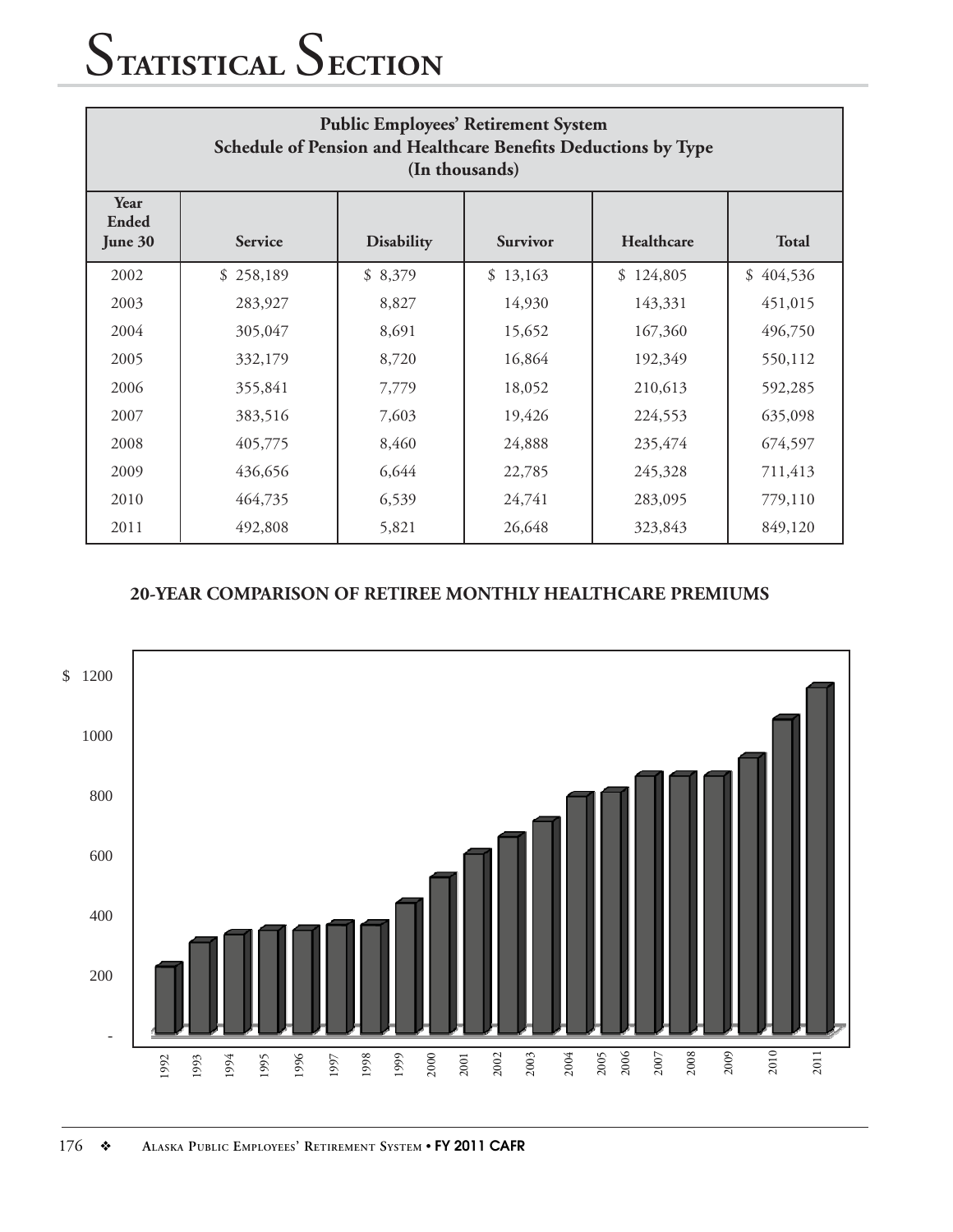# Statistical Section

| Public Employees' Retirement System Schedule of Pension and Healthcare Benefits Deductions by Type (In thousands) | | | | | |
|---|---|---|---|---|---|
| Year Ended June 30 | Service | Disability | Survivor | Healthcare | Total |
| 2002 | $ 258,189 | $ 8,379 | $ 13,163 | $ 124,805 | $ 404,536 |
| 2003 | 283,927 | 8,827 | 14,930 | 143,331 | 451,015 |
| 2004 | 305,047 | 8,691 | 15,652 | 167,360 | 496,750 |
| 2005 | 332,179 | 8,720 | 16,864 | 192,349 | 550,112 |
| 2006 | 355,841 | 7,779 | 18,052 | 210,613 | 592,285 |
| 2007 | 383,516 | 7,603 | 19,426 | 224,553 | 635,098 |
| 2008 | 405,775 | 8,460 | 24,888 | 235,474 | 674,597 |
| 2009 | 436,656 | 6,644 | 22,785 | 245,328 | 711,413 |
| 2010 | 464,735 | 6,539 | 24,741 | 283,095 | 779,110 |
| 2011 | 492,808 | 5,821 | 26,648 | 323,843 | 849,120 |

**20-YEAR COMPARISON OF RETIREE MONTHLY HEALTHCARE PREMIUMS**

$ 1200
1000
800
600
400
200
-

1992
1993
1994
1995
1996
1997
1998
1999
2000
2001
2002
2003
2004
2005
2006
2007
2008
2009
2010
2011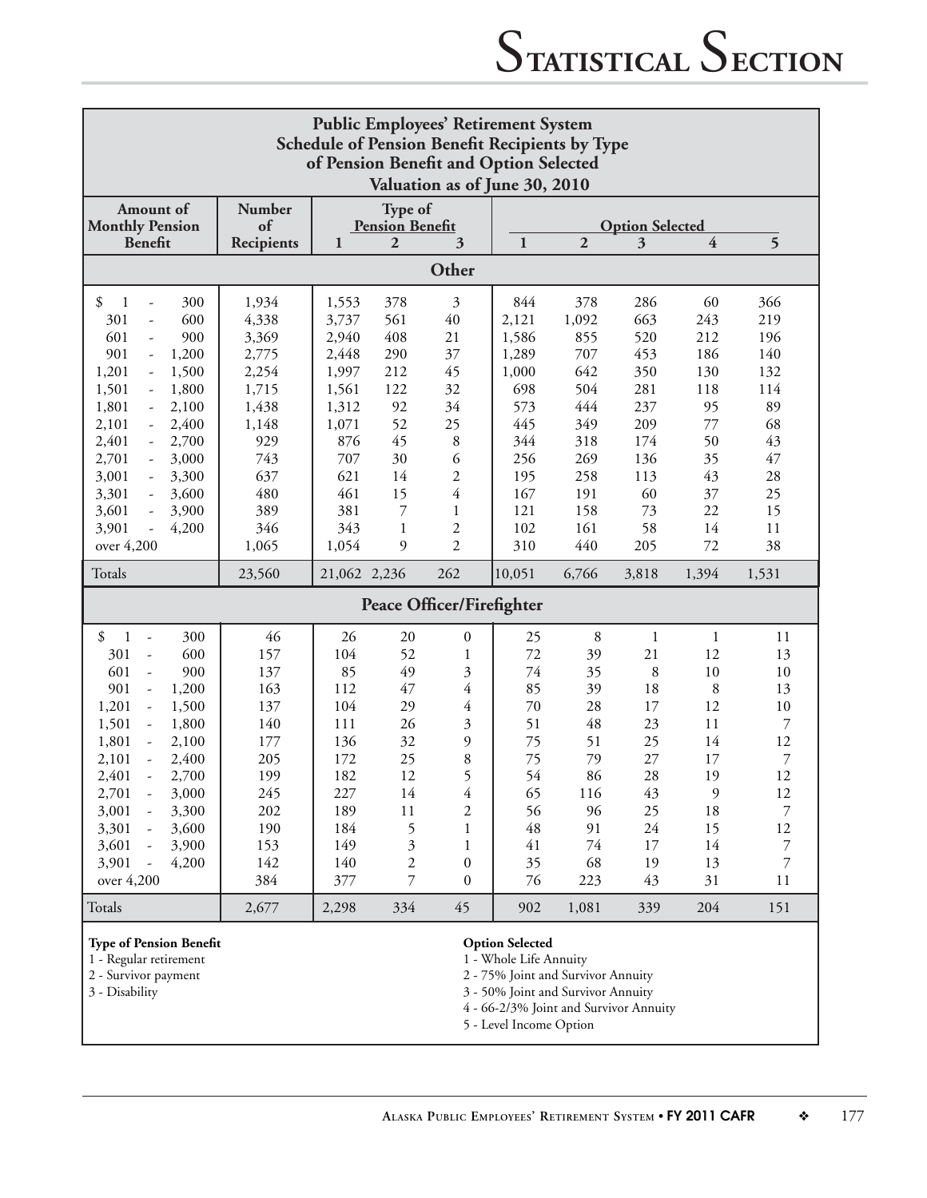## Public Employees' Retirement System
### Schedule of Pension Benefit Recipients by Type of Pension Benefit and Option Selected
### Valuation as of June 30, 2010

| Amount of Monthly Pension Benefit | Number of Recipients | Type of Pension Benefit | | | Option Selected | | | | |
|---|---|---|---|---|---|---|---|---|---|
| | | 1 | 2 | 3 | 1 | 2 | 3 | 4 | 5 |
| **Other** | | | | | | | | | |
| $ 1 - 300 | 1,934 | 1,553 | 378 | 3 | 844 | 378 | 286 | 60 | 366 |
| 301 - 600 | 4,338 | 3,737 | 561 | 40 | 2,121 | 1,092 | 663 | 243 | 219 |
| 601 - 900 | 3,369 | 2,940 | 408 | 21 | 1,586 | 855 | 520 | 212 | 196 |
| 901 - 1,200 | 2,775 | 2,448 | 290 | 37 | 1,289 | 707 | 453 | 186 | 140 |
| 1,201 - 1,500 | 2,254 | 1,997 | 212 | 45 | 1,000 | 642 | 350 | 130 | 132 |
| 1,501 - 1,800 | 1,715 | 1,561 | 122 | 32 | 698 | 504 | 281 | 118 | 114 |
| 1,801 - 2,100 | 1,438 | 1,312 | 92 | 34 | 573 | 444 | 237 | 95 | 89 |
| 2,101 - 2,400 | 1,148 | 1,071 | 52 | 25 | 445 | 349 | 209 | 77 | 68 |
| 2,401 - 2,700 | 929 | 876 | 45 | 8 | 344 | 318 | 174 | 50 | 43 |
| 2,701 - 3,000 | 743 | 707 | 30 | 6 | 256 | 269 | 136 | 35 | 47 |
| 3,001 - 3,300 | 637 | 621 | 14 | 2 | 195 | 258 | 113 | 43 | 28 |
| 3,301 - 3,600 | 480 | 461 | 15 | 4 | 167 | 191 | 60 | 37 | 25 |
| 3,601 - 3,900 | 389 | 381 | 7 | 1 | 121 | 158 | 73 | 22 | 15 |
| 3,901 - 4,200 | 346 | 343 | 1 | 2 | 102 | 161 | 58 | 14 | 11 |
| over 4,200 | 1,065 | 1,054 | 9 | 2 | 310 | 440 | 205 | 72 | 38 |
| Totals | 23,560 | 21,062 | 2,236 | 262 | 10,051 | 6,766 | 3,818 | 1,394 | 1,531 |
| **Peace Officer/Firefighter** | | | | | | | | | |
| $ 1 - 300 | 46 | 26 | 20 | 0 | 25 | 8 | 1 | 1 | 11 |
| 301 - 600 | 157 | 104 | 52 | 1 | 72 | 39 | 21 | 12 | 13 |
| 601 - 900 | 137 | 85 | 49 | 3 | 74 | 35 | 8 | 10 | 10 |
| 901 - 1,200 | 163 | 112 | 47 | 4 | 85 | 39 | 18 | 8 | 13 |
| 1,201 - 1,500 | 137 | 104 | 29 | 4 | 70 | 28 | 17 | 12 | 10 |
| 1,501 - 1,800 | 140 | 111 | 26 | 3 | 51 | 48 | 23 | 11 | 7 |
| 1,801 - 2,100 | 177 | 136 | 32 | 9 | 75 | 51 | 25 | 14 | 12 |
| 2,101 - 2,400 | 205 | 172 | 25 | 8 | 75 | 79 | 27 | 17 | 7 |
| 2,401 - 2,700 | 199 | 182 | 12 | 5 | 54 | 86 | 28 | 19 | 12 |
| 2,701 - 3,000 | 245 | 227 | 14 | 4 | 65 | 116 | 43 | 9 | 12 |
| 3,001 - 3,300 | 202 | 189 | 11 | 2 | 56 | 96 | 25 | 18 | 7 |
| 3,301 - 3,600 | 190 | 184 | 5 | 1 | 48 | 91 | 24 | 15 | 12 |
| 3,601 - 3,900 | 153 | 149 | 3 | 1 | 41 | 74 | 17 | 14 | 7 |
| 3,901 - 4,200 | 142 | 140 | 2 | 0 | 35 | 68 | 19 | 13 | 7 |
| over 4,200 | 384 | 377 | 7 | 0 | 76 | 223 | 43 | 31 | 11 |
| Totals | 2,677 | 2,298 | 334 | 45 | 902 | 1,081 | 339 | 204 | 151 |

**Type of Pension Benefit**
1 - Regular retirement
2 - Survivor payment
3 - Disability

**Option Selected**
1 - Whole Life Annuity
2 - 75% Joint and Survivor Annuity
3 - 50% Joint and Survivor Annuity
4 - 66-2/3% Joint and Survivor Annuity
5 - Level Income Option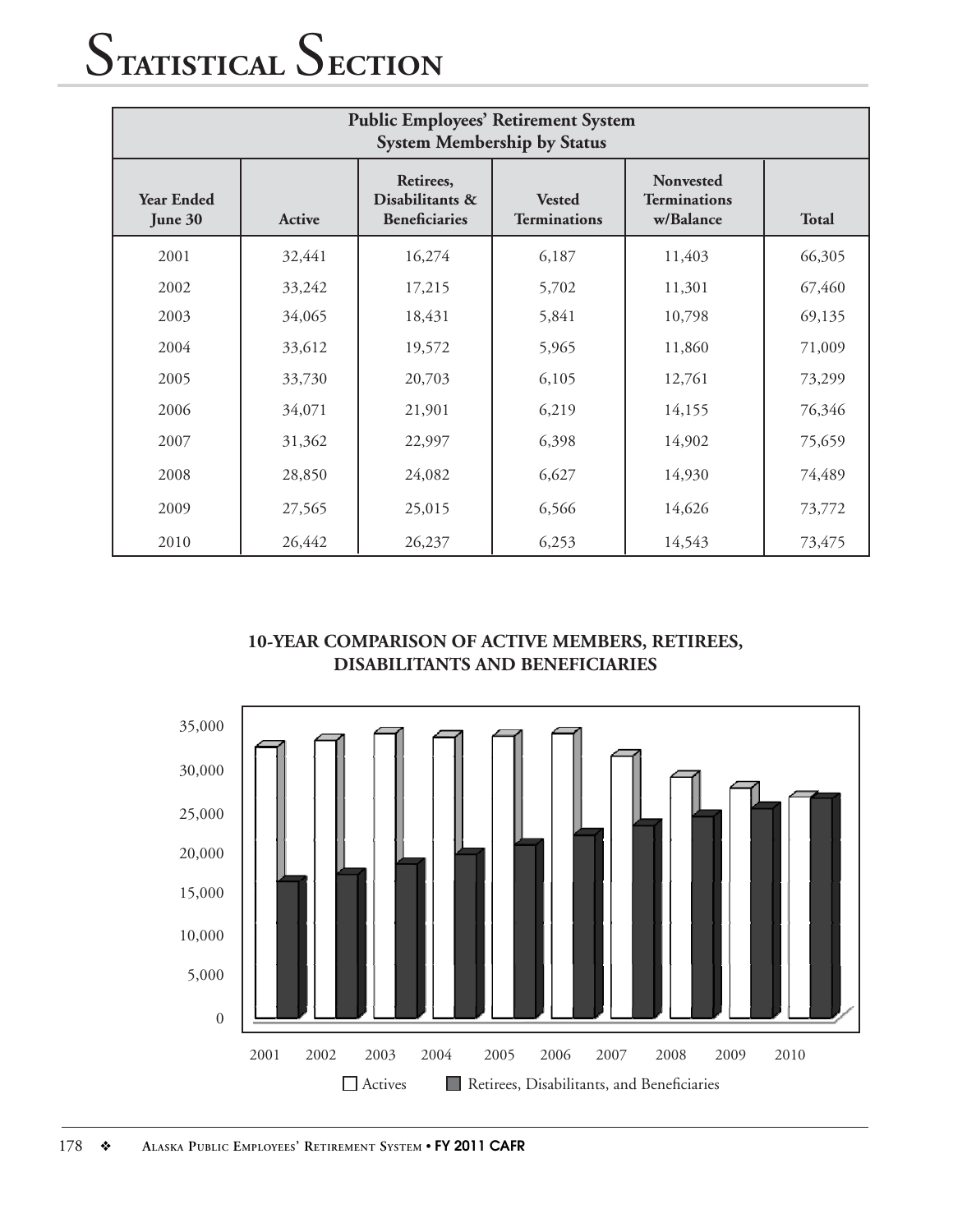# Statistical Section

| Public Employees' Retirement System System Membership by Status | | | | | |
|---|---|---|---|---|---|
| Year Ended June 30 | Active | Retirees, Disabilitants & Beneficiaries | Vested Terminations | Nonvested Terminations w/Balance | Total |
| 2001 | 32,441 | 16,274 | 6,187 | 11,403 | 66,305 |
| 2002 | 33,242 | 17,215 | 5,702 | 11,301 | 67,460 |
| 2003 | 34,065 | 18,431 | 5,841 | 10,798 | 69,135 |
| 2004 | 33,612 | 19,572 | 5,965 | 11,860 | 71,009 |
| 2005 | 33,730 | 20,703 | 6,105 | 12,761 | 73,299 |
| 2006 | 34,071 | 21,901 | 6,219 | 14,155 | 76,346 |
| 2007 | 31,362 | 22,997 | 6,398 | 14,902 | 75,659 |
| 2008 | 28,850 | 24,082 | 6,627 | 14,930 | 74,489 |
| 2009 | 27,565 | 25,015 | 6,566 | 14,626 | 73,772 |
| 2010 | 26,442 | 26,237 | 6,253 | 14,543 | 73,475 |

**10-YEAR COMPARISON OF ACTIVE MEMBERS, RETIREES, DISABILITANTS AND BENEFICIARIES**

35,000
30,000
25,000
20,000
15,000
10,000
5,000
0

2001 2002 2003 2004 2005 2006 2007 2008 2009 2010

Actives
Retirees, Disabilitants, and Beneficiaries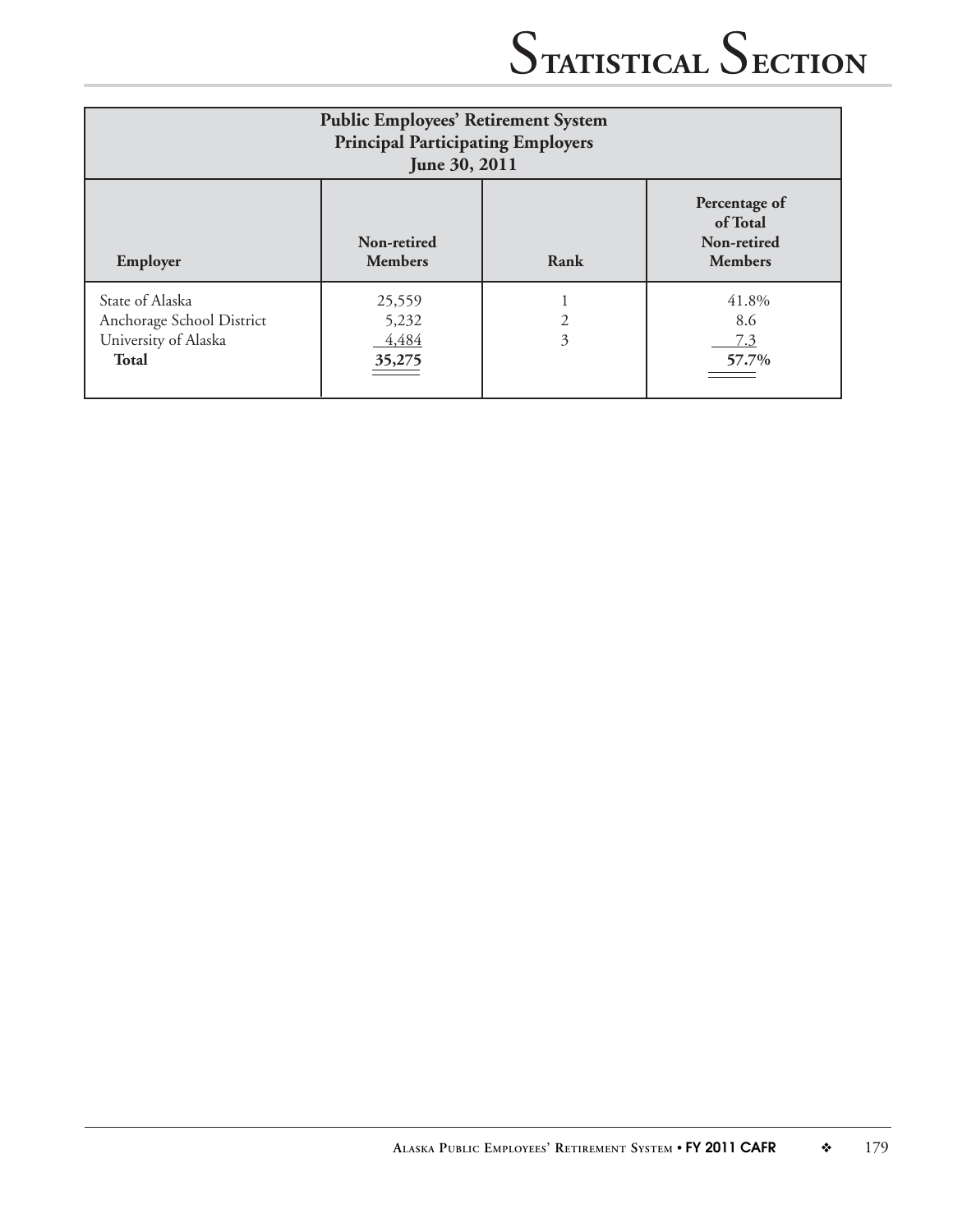## Public Employees' Retirement System Principal Participating Employers June 30, 2011

| Employer | Non-retired Members | Rank | Percentage of of Total Non-retired Members |
|---|---|---|---|
| State of Alaska | 25,559 | 1 | 41.8% |
| Anchorage School District | 5,232 | 2 | 8.6 |
| University of Alaska | 4,484 | 3 | 7.3 |
| **Total** | **35,275** | | **57.7%** |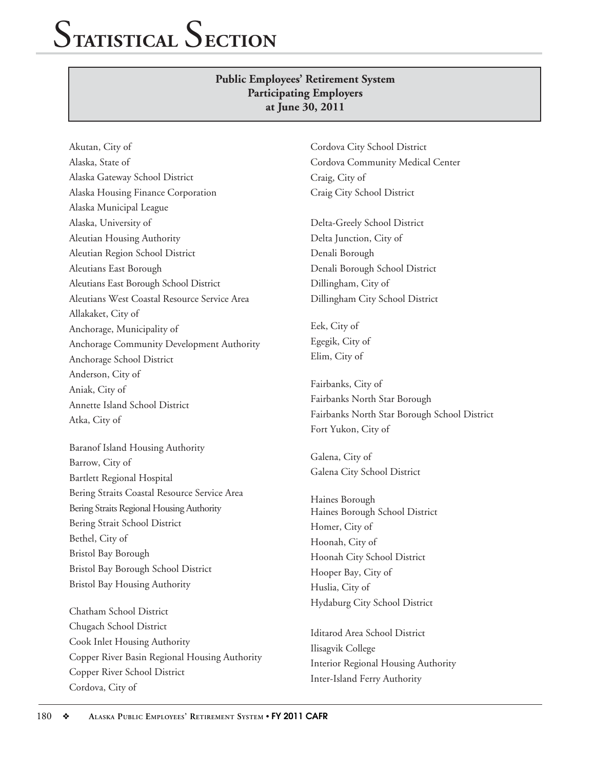# Statistical Section

**Public Employees' Retirement System**
**Participating Employers**
**at June 30, 2011**

Akutan, City of
Alaska, State of
Alaska Gateway School District
Alaska Housing Finance Corporation
Alaska Municipal League
Alaska, University of
Aleutian Housing Authority
Aleutian Region School District
Aleutians East Borough
Aleutians East Borough School District
Aleutians West Coastal Resource Service Area
Allakaket, City of
Anchorage, Municipality of
Anchorage Community Development Authority
Anchorage School District
Anderson, City of
Aniak, City of
Annette Island School District
Atka, City of

Baranof Island Housing Authority
Barrow, City of
Bartlett Regional Hospital
Bering Straits Coastal Resource Service Area
Bering Straits Regional Housing Authority
Bering Strait School District
Bethel, City of
Bristol Bay Borough
Bristol Bay Borough School District
Bristol Bay Housing Authority

Chatham School District
Chugach School District
Cook Inlet Housing Authority
Copper River Basin Regional Housing Authority
Copper River School District
Cordova, City of
Cordova City School District
Cordova Community Medical Center
Craig, City of
Craig City School District

Delta-Greely School District
Delta Junction, City of
Denali Borough
Denali Borough School District
Dillingham, City of
Dillingham City School District

Eek, City of
Egegik, City of
Elim, City of

Fairbanks, City of
Fairbanks North Star Borough
Fairbanks North Star Borough School District
Fort Yukon, City of

Galena, City of
Galena City School District

Haines Borough
Haines Borough School District
Homer, City of
Hoonah, City of
Hoonah City School District
Hooper Bay, City of
Huslia, City of
Hydaburg City School District

Iditarod Area School District
Ilisagvik College
Interior Regional Housing Authority
Inter-Island Ferry Authority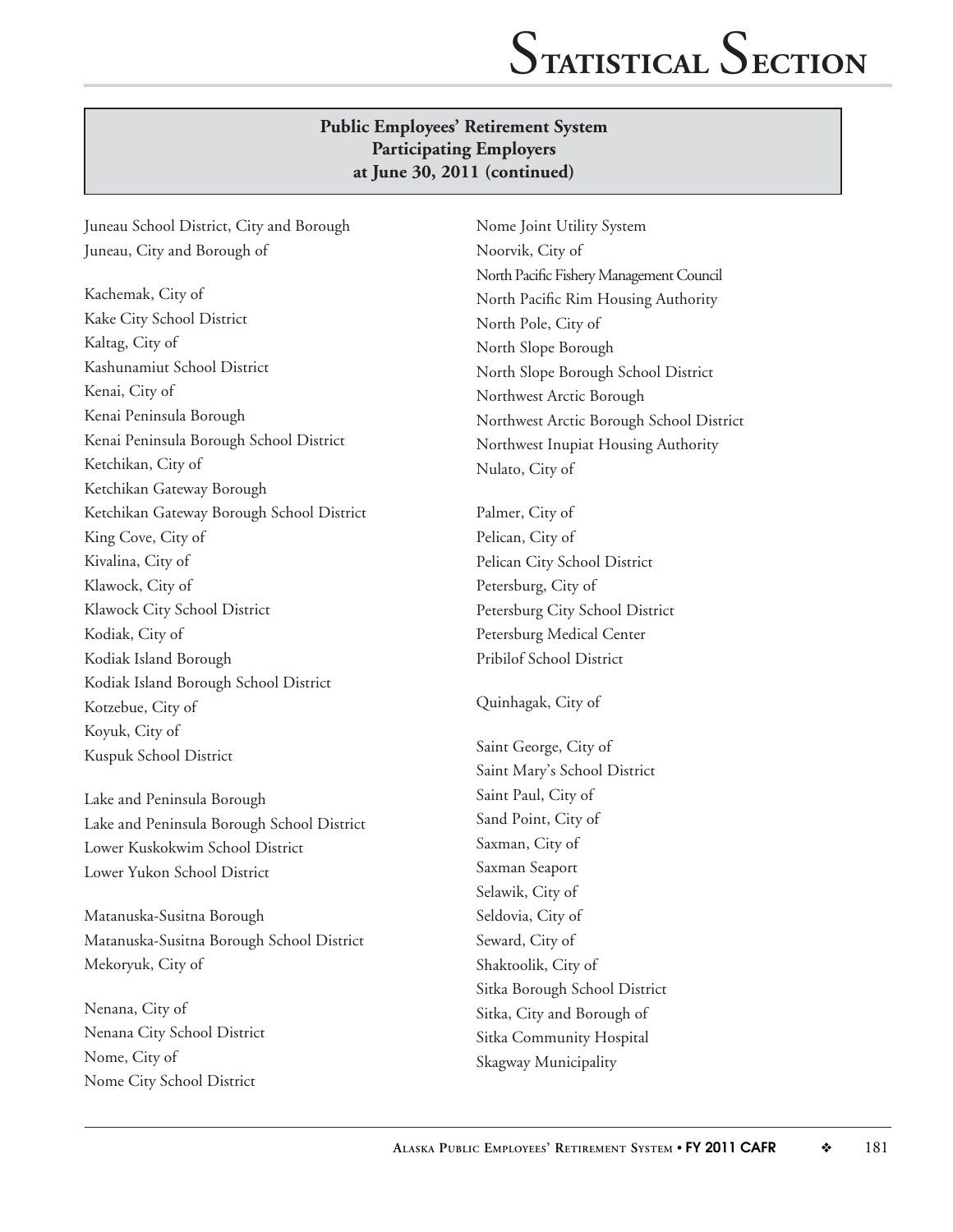**Public Employees' Retirement System**
**Participating Employers**
**at June 30, 2011 (continued)**

Juneau School District, City and Borough
Juneau, City and Borough of

Kachemak, City of
Kake City School District
Kaltag, City of
Kashunamiut School District
Kenai, City of
Kenai Peninsula Borough
Kenai Peninsula Borough School District
Ketchikan, City of
Ketchikan Gateway Borough
Ketchikan Gateway Borough School District
King Cove, City of
Kivalina, City of
Klawock, City of
Klawock City School District
Kodiak, City of
Kodiak Island Borough
Kodiak Island Borough School District
Kotzebue, City of
Koyuk, City of
Kuspuk School District

Lake and Peninsula Borough
Lake and Peninsula Borough School District
Lower Kuskokwim School District
Lower Yukon School District

Matanuska-Susitna Borough
Matanuska-Susitna Borough School District
Mekoryuk, City of

Nenana, City of
Nenana City School District
Nome, City of
Nome City School District
Nome Joint Utility System
Noorvik, City of
North Pacific Fishery Management Council
North Pacific Rim Housing Authority
North Pole, City of
North Slope Borough
North Slope Borough School District
Northwest Arctic Borough
Northwest Arctic Borough School District
Northwest Inupiat Housing Authority
Nulato, City of

Palmer, City of
Pelican, City of
Pelican City School District
Petersburg, City of
Petersburg City School District
Petersburg Medical Center
Pribilof School District

Quinhagak, City of

Saint George, City of
Saint Mary's School District
Saint Paul, City of
Sand Point, City of
Saxman, City of
Saxman Seaport
Selawik, City of
Seldovia, City of
Seward, City of
Shaktoolik, City of
Sitka Borough School District
Sitka, City and Borough of
Sitka Community Hospital
Skagway Municipality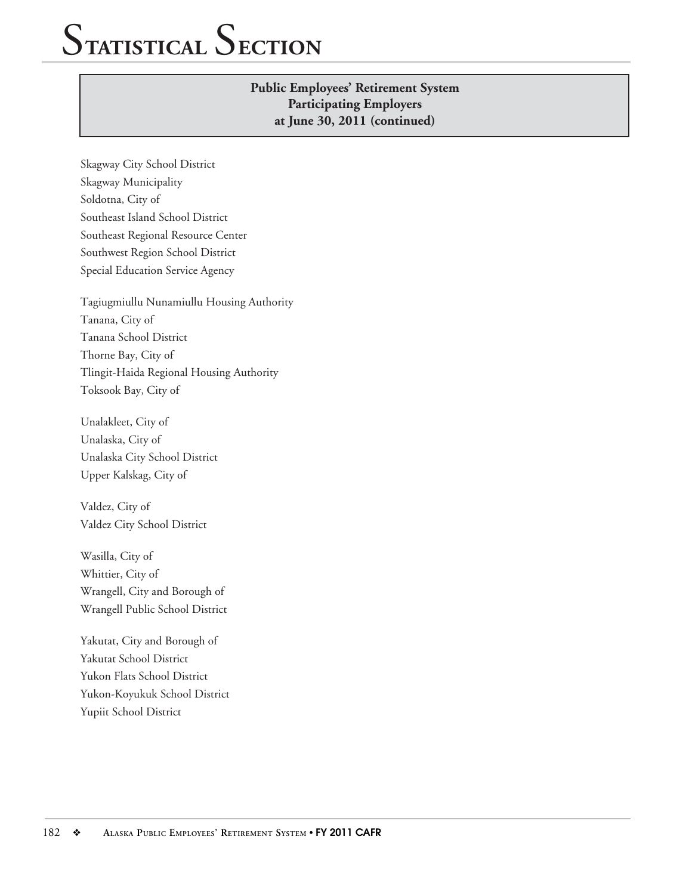# Statistical Section

**Public Employees' Retirement System**
**Participating Employers**
**at June 30, 2011 (continued)**

Skagway City School District
Skagway Municipality
Soldotna, City of
Southeast Island School District
Southeast Regional Resource Center
Southwest Region School District
Special Education Service Agency

Tagiugmiullu Nunamiullu Housing Authority
Tanana, City of
Tanana School District
Thorne Bay, City of
Tlingit-Haida Regional Housing Authority
Toksook Bay, City of

Unalakleet, City of
Unalaska, City of
Unalaska City School District
Upper Kalskag, City of

Valdez, City of
Valdez City School District

Wasilla, City of
Whittier, City of
Wrangell, City and Borough of
Wrangell Public School District

Yakutat, City and Borough of
Yakutat School District
Yukon Flats School District
Yukon-Koyukuk School District
Yupiit School District